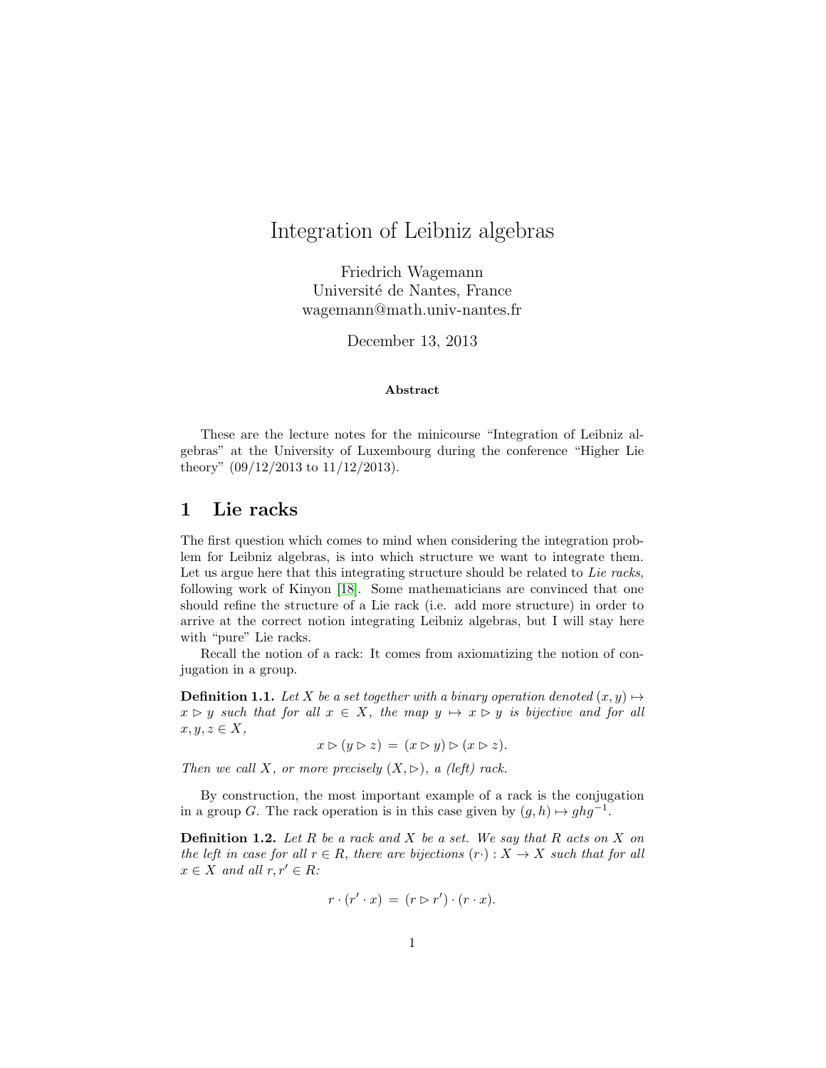# Integration of Leibniz algebras

Friedrich Wagemann
Université de Nantes, France
wagemann@math.univ-nantes.fr

December 13, 2013

**Abstract**

These are the lecture notes for the minicourse "Integration of Leibniz algebras" at the University of Luxembourg during the conference "Higher Lie theory" (09/12/2013 to 11/12/2013).

## 1 Lie racks

The first question which comes to mind when considering the integration problem for Leibniz algebras, is into which structure we want to integrate them. Let us argue here that this integrating structure should be related to *Lie racks*, following work of Kinyon [18]. Some mathematicians are convinced that one should refine the structure of a Lie rack (i.e. add more structure) in order to arrive at the correct notion integrating Leibniz algebras, but I will stay here with "pure" Lie racks.

Recall the notion of a rack: It comes from axiomatizing the notion of conjugation in a group.

**Definition 1.1.** *Let $X$ be a set together with a binary operation denoted $(x, y) \mapsto x \rhd y$ such that for all $x \in X$, the map $y \mapsto x \rhd y$ is bijective and for all $x, y, z \in X$,*

$$x \rhd (y \rhd z) \,=\, (x \rhd y) \rhd (x \rhd z).$$

*Then we call $X$, or more precisely $(X, \rhd)$, a (left) rack.*

By construction, the most important example of a rack is the conjugation in a group $G$. The rack operation is in this case given by $(g, h) \mapsto ghg^{-1}$.

**Definition 1.2.** *Let $R$ be a rack and $X$ be a set. We say that $R$ acts on $X$ on the left in case for all $r \in R$, there are bijections $(r\cdot) : X \to X$ such that for all $x \in X$ and all $r, r' \in R$:*

$$r \cdot (r' \cdot x) \,=\, (r \rhd r') \cdot (r \cdot x).$$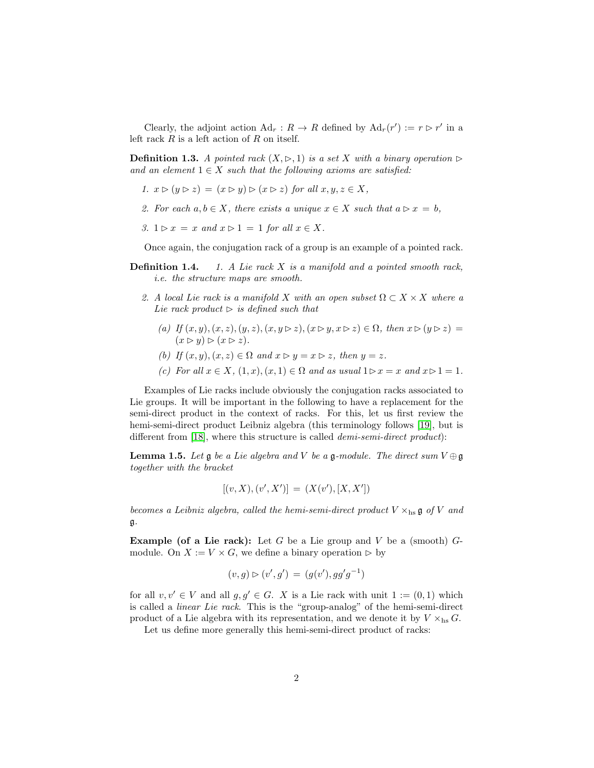Clearly, the adjoint action $\mathrm{Ad}_r : R \to R$ defined by $\mathrm{Ad}_r(r') := r \rhd r'$ in a left rack $R$ is a left action of $R$ on itself.

**Definition 1.3.** *A pointed rack $(X, \rhd, 1)$ is a set $X$ with a binary operation $\rhd$ and an element $1 \in X$ such that the following axioms are satisfied:*

1. *$x \rhd (y \rhd z) = (x \rhd y) \rhd (x \rhd z)$ for all $x, y, z \in X$,*
2. *For each $a, b \in X$, there exists a unique $x \in X$ such that $a \rhd x = b$,*
3. *$1 \rhd x = x$ and $x \rhd 1 = 1$ for all $x \in X$.*

Once again, the conjugation rack of a group is an example of a pointed rack.

**Definition 1.4.**

1. *A Lie rack $X$ is a manifold and a pointed smooth rack, i.e. the structure maps are smooth.*
2. *A local Lie rack is a manifold $X$ with an open subset $\Omega \subset X \times X$ where a Lie rack product $\rhd$ is defined such that*
   - (a) *If $(x, y), (x, z), (y, z), (x, y \rhd z), (x \rhd y, x \rhd z) \in \Omega$, then $x \rhd (y \rhd z) = (x \rhd y) \rhd (x \rhd z)$.*
   - (b) *If $(x, y), (x, z) \in \Omega$ and $x \rhd y = x \rhd z$, then $y = z$.*
   - (c) *For all $x \in X$, $(1, x), (x, 1) \in \Omega$ and as usual $1 \rhd x = x$ and $x \rhd 1 = 1$.*

Examples of Lie racks include obviously the conjugation racks associated to Lie groups. It will be important in the following to have a replacement for the semi-direct product in the context of racks. For this, let us first review the hemi-semi-direct product Leibniz algebra (this terminology follows [19], but is different from [18], where this structure is called *demi-semi-direct product*):

**Lemma 1.5.** *Let $\mathfrak{g}$ be a Lie algebra and $V$ be a $\mathfrak{g}$-module. The direct sum $V \oplus \mathfrak{g}$ together with the bracket*

$$[(v, X), (v', X')] = (X(v'), [X, X'])$$

*becomes a Leibniz algebra, called the hemi-semi-direct product $V \times_{\mathrm{hs}} \mathfrak{g}$ of $V$ and $\mathfrak{g}$.*

**Example (of a Lie rack):** Let $G$ be a Lie group and $V$ be a (smooth) $G$-module. On $X := V \times G$, we define a binary operation $\rhd$ by

$$(v, g) \rhd (v', g') = (g(v'), gg'g^{-1})$$

for all $v, v' \in V$ and all $g, g' \in G$. $X$ is a Lie rack with unit $1 := (0, 1)$ which is called a *linear Lie rack*. This is the "group-analog" of the hemi-semi-direct product of a Lie algebra with its representation, and we denote it by $V \times_{\mathrm{hs}} G$.

Let us define more generally this hemi-semi-direct product of racks: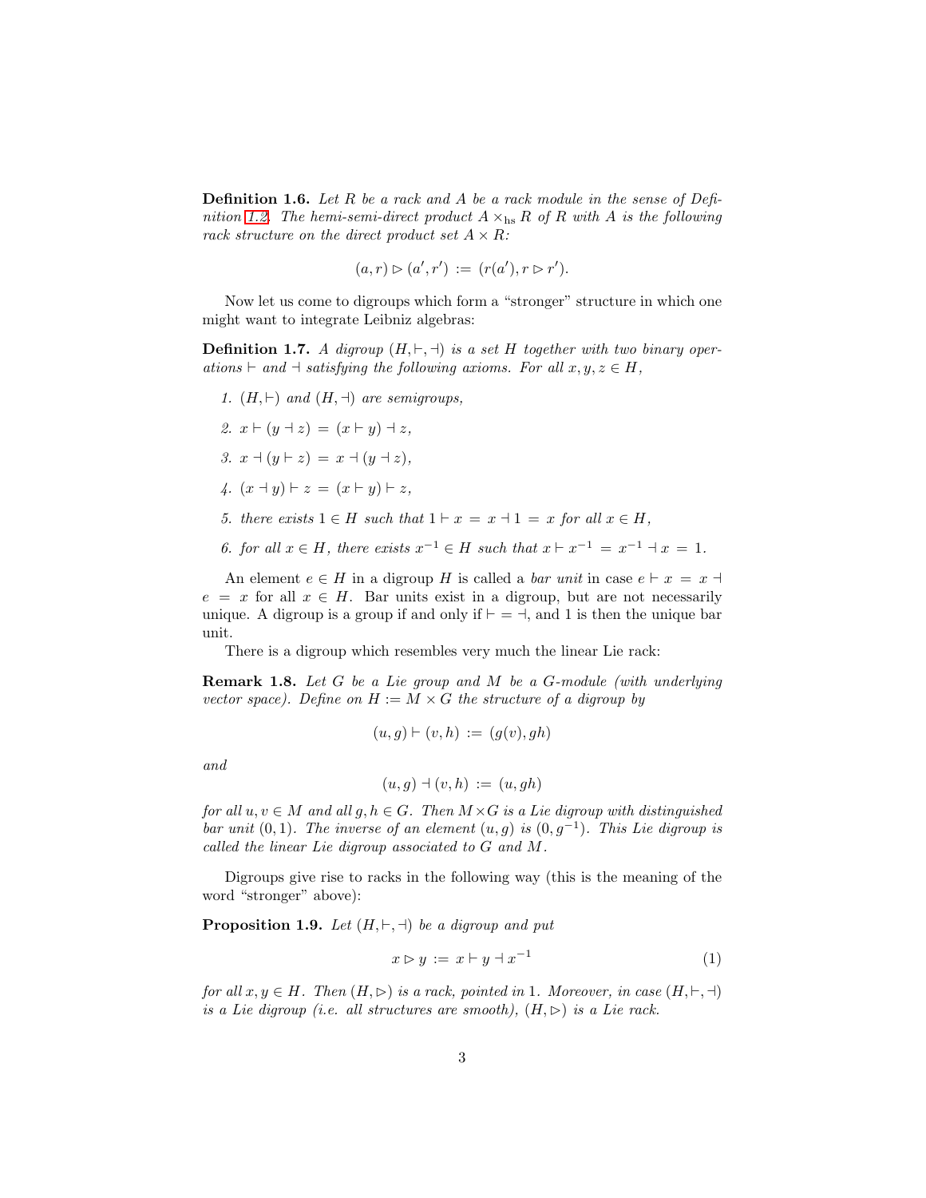**Definition 1.6.** *Let $R$ be a rack and $A$ be a rack module in the sense of Definition 1.2. The hemi-semi-direct product $A \times_{\rm hs} R$ of $R$ with $A$ is the following rack structure on the direct product set $A \times R$:*

$$(a, r) \rhd (a', r') \;:=\; (r(a'), r \rhd r').$$

Now let us come to digroups which form a "stronger" structure in which one might want to integrate Leibniz algebras:

**Definition 1.7.** *A digroup $(H, \vdash, \dashv)$ is a set $H$ together with two binary operations $\vdash$ and $\dashv$ satisfying the following axioms. For all $x, y, z \in H$,*

1. *$(H, \vdash)$ and $(H, \dashv)$ are semigroups,*
2. *$x \vdash (y \dashv z) \;=\; (x \vdash y) \dashv z$,*
3. *$x \dashv (y \vdash z) \;=\; x \dashv (y \dashv z)$,*
4. *$(x \dashv y) \vdash z \;=\; (x \vdash y) \vdash z$,*
5. *there exists $1 \in H$ such that $1 \vdash x \;=\; x \dashv 1 \;=\; x$ for all $x \in H$,*
6. *for all $x \in H$, there exists $x^{-1} \in H$ such that $x \vdash x^{-1} \;=\; x^{-1} \dashv x \;=\; 1$.*

An element $e \in H$ in a digroup $H$ is called a *bar unit* in case $e \vdash x \;=\; x \dashv e \;=\; x$ for all $x \in H$. Bar units exist in a digroup, but are not necessarily unique. A digroup is a group if and only if $\vdash \;=\; \dashv$, and 1 is then the unique bar unit.

There is a digroup which resembles very much the linear Lie rack:

**Remark 1.8.** *Let $G$ be a Lie group and $M$ be a $G$-module (with underlying vector space). Define on $H := M \times G$ the structure of a digroup by*

$$(u, g) \vdash (v, h) \;:=\; (g(v), gh)$$

*and*

$$(u, g) \dashv (v, h) \;:=\; (u, gh)$$

*for all $u, v \in M$ and all $g, h \in G$. Then $M \times G$ is a Lie digroup with distinguished bar unit $(0, 1)$. The inverse of an element $(u, g)$ is $(0, g^{-1})$. This Lie digroup is called the linear Lie digroup associated to $G$ and $M$.*

Digroups give rise to racks in the following way (this is the meaning of the word "stronger" above):

**Proposition 1.9.** *Let $(H, \vdash, \dashv)$ be a digroup and put*

$$x \rhd y \;:=\; x \vdash y \dashv x^{-1} \tag{1}$$

*for all $x, y \in H$. Then $(H, \rhd)$ is a rack, pointed in 1. Moreover, in case $(H, \vdash, \dashv)$ is a Lie digroup (i.e. all structures are smooth), $(H, \rhd)$ is a Lie rack.*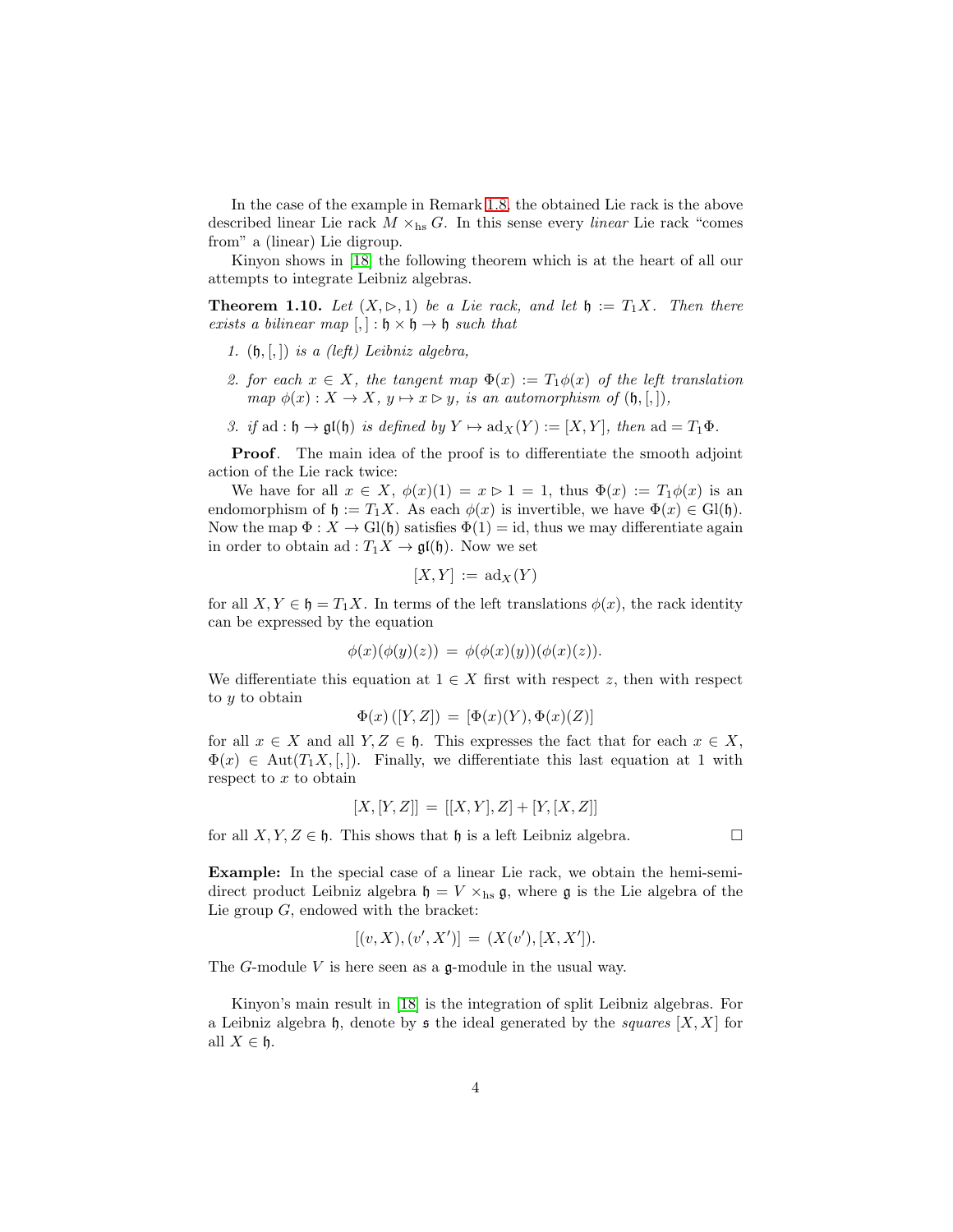In the case of the example in Remark 1.8, the obtained Lie rack is the above described linear Lie rack $M \times_{\rm hs} G$. In this sense every *linear* Lie rack "comes from" a (linear) Lie digroup.

Kinyon shows in [18] the following theorem which is at the heart of all our attempts to integrate Leibniz algebras.

**Theorem 1.10.** *Let $(X, \rhd, 1)$ be a Lie rack, and let $\mathfrak{h} := T_1X$. Then there exists a bilinear map $[,] : \mathfrak{h} \times \mathfrak{h} \to \mathfrak{h}$ such that*

1. *$(\mathfrak{h}, [,])$ is a (left) Leibniz algebra,*
2. *for each $x \in X$, the tangent map $\Phi(x) := T_1\phi(x)$ of the left translation map $\phi(x) : X \to X$, $y \mapsto x \rhd y$, is an automorphism of $(\mathfrak{h}, [,])$,*
3. *if $\mathrm{ad} : \mathfrak{h} \to \mathfrak{gl}(\mathfrak{h})$ is defined by $Y \mapsto \mathrm{ad}_X(Y) := [X, Y]$, then $\mathrm{ad} = T_1\Phi$.*

**Proof**. The main idea of the proof is to differentiate the smooth adjoint action of the Lie rack twice:

We have for all $x \in X$, $\phi(x)(1) = x \rhd 1 = 1$, thus $\Phi(x) := T_1\phi(x)$ is an endomorphism of $\mathfrak{h} := T_1X$. As each $\phi(x)$ is invertible, we have $\Phi(x) \in \mathrm{Gl}(\mathfrak{h})$. Now the map $\Phi : X \to \mathrm{Gl}(\mathfrak{h})$ satisfies $\Phi(1) = \mathrm{id}$, thus we may differentiate again in order to obtain $\mathrm{ad} : T_1X \to \mathfrak{gl}(\mathfrak{h})$. Now we set

$$[X, Y] := \mathrm{ad}_X(Y)$$

for all $X, Y \in \mathfrak{h} = T_1X$. In terms of the left translations $\phi(x)$, the rack identity can be expressed by the equation

$$\phi(x)(\phi(y)(z)) = \phi(\phi(x)(y))(\phi(x)(z)).$$

We differentiate this equation at $1 \in X$ first with respect $z$, then with respect to $y$ to obtain

$$\Phi(x)([Y, Z]) = [\Phi(x)(Y), \Phi(x)(Z)]$$

for all $x \in X$ and all $Y, Z \in \mathfrak{h}$. This expresses the fact that for each $x \in X$, $\Phi(x) \in \mathrm{Aut}(T_1X, [,])$. Finally, we differentiate this last equation at 1 with respect to $x$ to obtain

$$[X, [Y, Z]] = [[X, Y], Z] + [Y, [X, Z]]$$

for all $X, Y, Z \in \mathfrak{h}$. This shows that $\mathfrak{h}$ is a left Leibniz algebra. □

**Example:** In the special case of a linear Lie rack, we obtain the hemi-semi-direct product Leibniz algebra $\mathfrak{h} = V \times_{\rm hs} \mathfrak{g}$, where $\mathfrak{g}$ is the Lie algebra of the Lie group $G$, endowed with the bracket:

$$[(v, X), (v', X')] = (X(v'), [X, X']).$$

The $G$-module $V$ is here seen as a $\mathfrak{g}$-module in the usual way.

Kinyon's main result in [18] is the integration of split Leibniz algebras. For a Leibniz algebra $\mathfrak{h}$, denote by $\mathfrak{s}$ the ideal generated by the *squares* $[X, X]$ for all $X \in \mathfrak{h}$.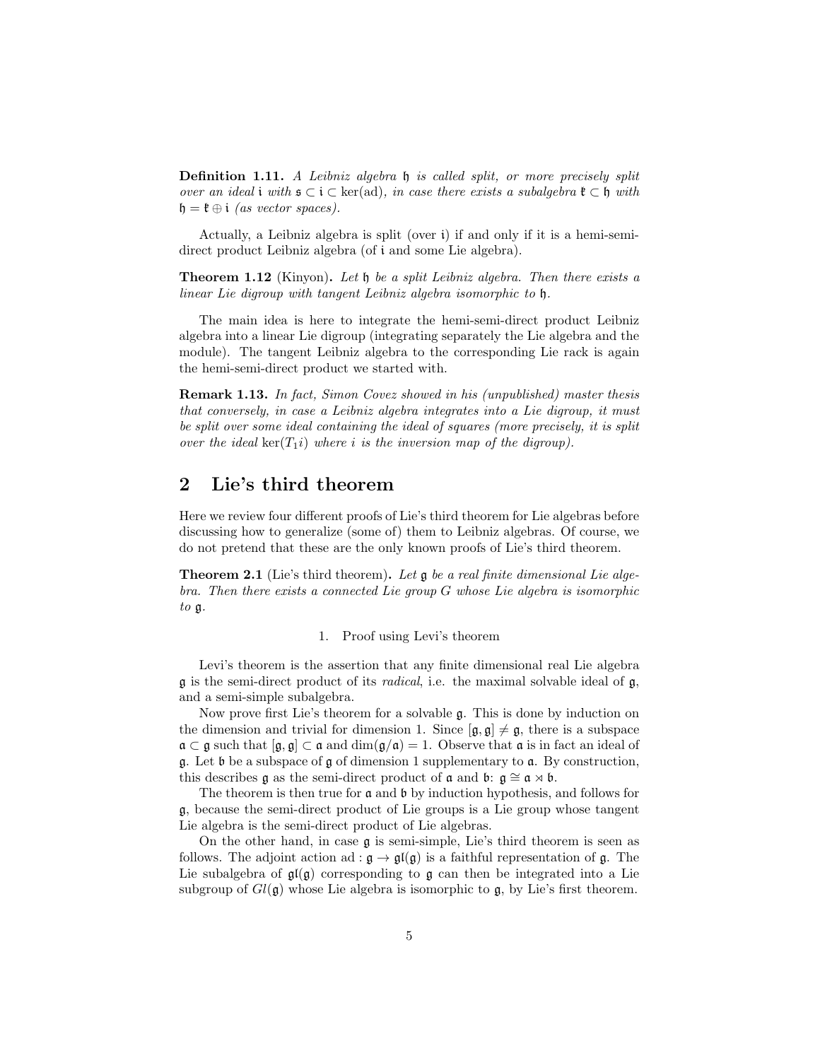**Definition 1.11.** *A Leibniz algebra $\mathfrak{h}$ is called split, or more precisely split over an ideal $\mathfrak{i}$ with $\mathfrak{s} \subset \mathfrak{i} \subset \ker(\mathrm{ad})$, in case there exists a subalgebra $\mathfrak{k} \subset \mathfrak{h}$ with $\mathfrak{h} = \mathfrak{k} \oplus \mathfrak{i}$ (as vector spaces).*

Actually, a Leibniz algebra is split (over $\mathfrak{i}$) if and only if it is a hemi-semi-direct product Leibniz algebra (of $\mathfrak{i}$ and some Lie algebra).

**Theorem 1.12** (Kinyon)**.** *Let $\mathfrak{h}$ be a split Leibniz algebra. Then there exists a linear Lie digroup with tangent Leibniz algebra isomorphic to $\mathfrak{h}$.*

The main idea is here to integrate the hemi-semi-direct product Leibniz algebra into a linear Lie digroup (integrating separately the Lie algebra and the module). The tangent Leibniz algebra to the corresponding Lie rack is again the hemi-semi-direct product we started with.

**Remark 1.13.** *In fact, Simon Covez showed in his (unpublished) master thesis that conversely, in case a Leibniz algebra integrates into a Lie digroup, it must be split over some ideal containing the ideal of squares (more precisely, it is split over the ideal $\ker(T_1 i)$ where $i$ is the inversion map of the digroup).*

## 2 Lie's third theorem

Here we review four different proofs of Lie's third theorem for Lie algebras before discussing how to generalize (some of) them to Leibniz algebras. Of course, we do not pretend that these are the only known proofs of Lie's third theorem.

**Theorem 2.1** (Lie's third theorem)**.** *Let $\mathfrak{g}$ be a real finite dimensional Lie algebra. Then there exists a connected Lie group $G$ whose Lie algebra is isomorphic to $\mathfrak{g}$.*

1. Proof using Levi's theorem

Levi's theorem is the assertion that any finite dimensional real Lie algebra $\mathfrak{g}$ is the semi-direct product of its *radical*, i.e. the maximal solvable ideal of $\mathfrak{g}$, and a semi-simple subalgebra.

Now prove first Lie's theorem for a solvable $\mathfrak{g}$. This is done by induction on the dimension and trivial for dimension 1. Since $[\mathfrak{g}, \mathfrak{g}] \neq \mathfrak{g}$, there is a subspace $\mathfrak{a} \subset \mathfrak{g}$ such that $[\mathfrak{g}, \mathfrak{g}] \subset \mathfrak{a}$ and $\dim(\mathfrak{g}/\mathfrak{a}) = 1$. Observe that $\mathfrak{a}$ is in fact an ideal of $\mathfrak{g}$. Let $\mathfrak{b}$ be a subspace of $\mathfrak{g}$ of dimension 1 supplementary to $\mathfrak{a}$. By construction, this describes $\mathfrak{g}$ as the semi-direct product of $\mathfrak{a}$ and $\mathfrak{b}$: $\mathfrak{g} \cong \mathfrak{a} \rtimes \mathfrak{b}$.

The theorem is then true for $\mathfrak{a}$ and $\mathfrak{b}$ by induction hypothesis, and follows for $\mathfrak{g}$, because the semi-direct product of Lie groups is a Lie group whose tangent Lie algebra is the semi-direct product of Lie algebras.

On the other hand, in case $\mathfrak{g}$ is semi-simple, Lie's third theorem is seen as follows. The adjoint action $\mathrm{ad} : \mathfrak{g} \to \mathfrak{gl}(\mathfrak{g})$ is a faithful representation of $\mathfrak{g}$. The Lie subalgebra of $\mathfrak{gl}(\mathfrak{g})$ corresponding to $\mathfrak{g}$ can then be integrated into a Lie subgroup of $Gl(\mathfrak{g})$ whose Lie algebra is isomorphic to $\mathfrak{g}$, by Lie's first theorem.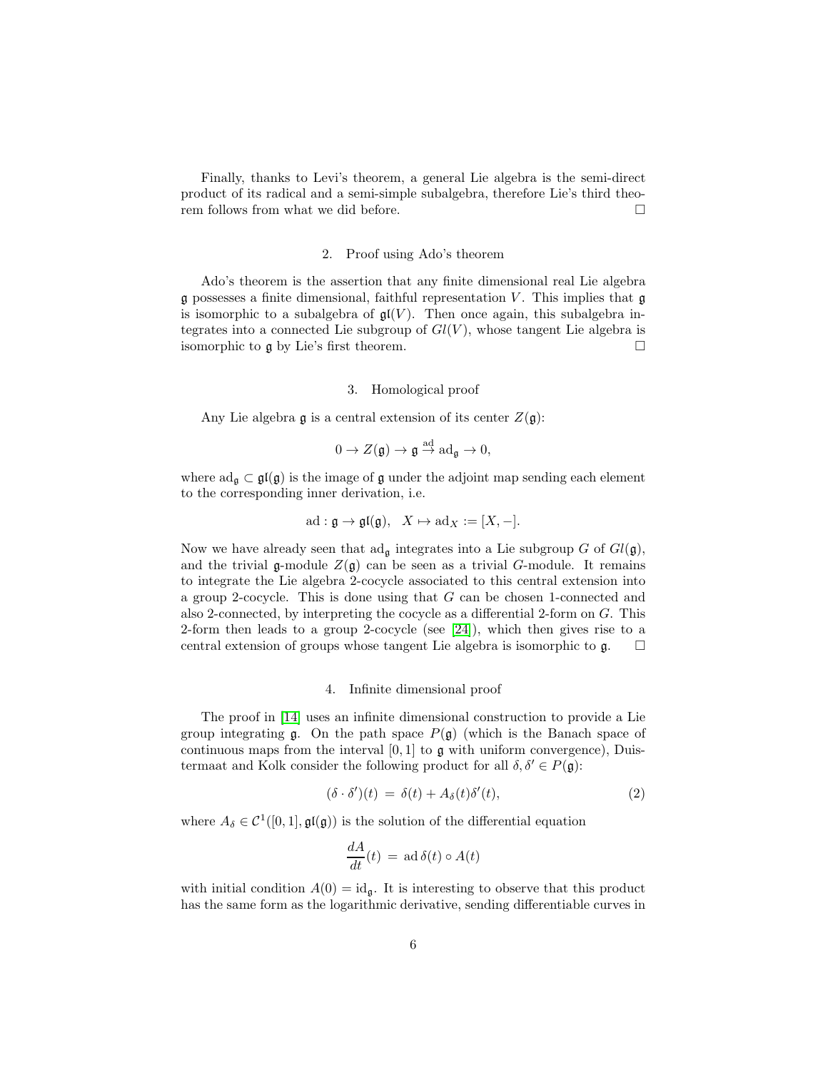Finally, thanks to Levi's theorem, a general Lie algebra is the semi-direct product of its radical and a semi-simple subalgebra, therefore Lie's third theorem follows from what we did before. □

## 2. Proof using Ado's theorem

Ado's theorem is the assertion that any finite dimensional real Lie algebra $\mathfrak{g}$ possesses a finite dimensional, faithful representation $V$. This implies that $\mathfrak{g}$ is isomorphic to a subalgebra of $\mathfrak{gl}(V)$. Then once again, this subalgebra integrates into a connected Lie subgroup of $Gl(V)$, whose tangent Lie algebra is isomorphic to $\mathfrak{g}$ by Lie's first theorem. □

## 3. Homological proof

Any Lie algebra $\mathfrak{g}$ is a central extension of its center $Z(\mathfrak{g})$:

$$0 \to Z(\mathfrak{g}) \to \mathfrak{g} \stackrel{\mathrm{ad}}{\to} \mathrm{ad}_{\mathfrak{g}} \to 0,$$

where $\mathrm{ad}_{\mathfrak{g}} \subset \mathfrak{gl}(\mathfrak{g})$ is the image of $\mathfrak{g}$ under the adjoint map sending each element to the corresponding inner derivation, i.e.

$$\mathrm{ad} : \mathfrak{g} \to \mathfrak{gl}(\mathfrak{g}), \quad X \mapsto \mathrm{ad}_X := [X, -].$$

Now we have already seen that $\mathrm{ad}_{\mathfrak{g}}$ integrates into a Lie subgroup $G$ of $Gl(\mathfrak{g})$, and the trivial $\mathfrak{g}$-module $Z(\mathfrak{g})$ can be seen as a trivial $G$-module. It remains to integrate the Lie algebra 2-cocycle associated to this central extension into a group 2-cocycle. This is done using that $G$ can be chosen 1-connected and also 2-connected, by interpreting the cocycle as a differential 2-form on $G$. This 2-form then leads to a group 2-cocycle (see [24]), which then gives rise to a central extension of groups whose tangent Lie algebra is isomorphic to $\mathfrak{g}$. □

## 4. Infinite dimensional proof

The proof in [14] uses an infinite dimensional construction to provide a Lie group integrating $\mathfrak{g}$. On the path space $P(\mathfrak{g})$ (which is the Banach space of continuous maps from the interval $[0,1]$ to $\mathfrak{g}$ with uniform convergence), Duistermaat and Kolk consider the following product for all $\delta, \delta' \in P(\mathfrak{g})$:

$$(\delta \cdot \delta')(t) \,=\, \delta(t) + A_{\delta}(t)\delta'(t), \tag{2}$$

where $A_{\delta} \in \mathcal{C}^1([0,1], \mathfrak{gl}(\mathfrak{g}))$ is the solution of the differential equation

$$\frac{dA}{dt}(t) \,=\, \mathrm{ad}\,\delta(t) \circ A(t)$$

with initial condition $A(0) = \mathrm{id}_{\mathfrak{g}}$. It is interesting to observe that this product has the same form as the logarithmic derivative, sending differentiable curves in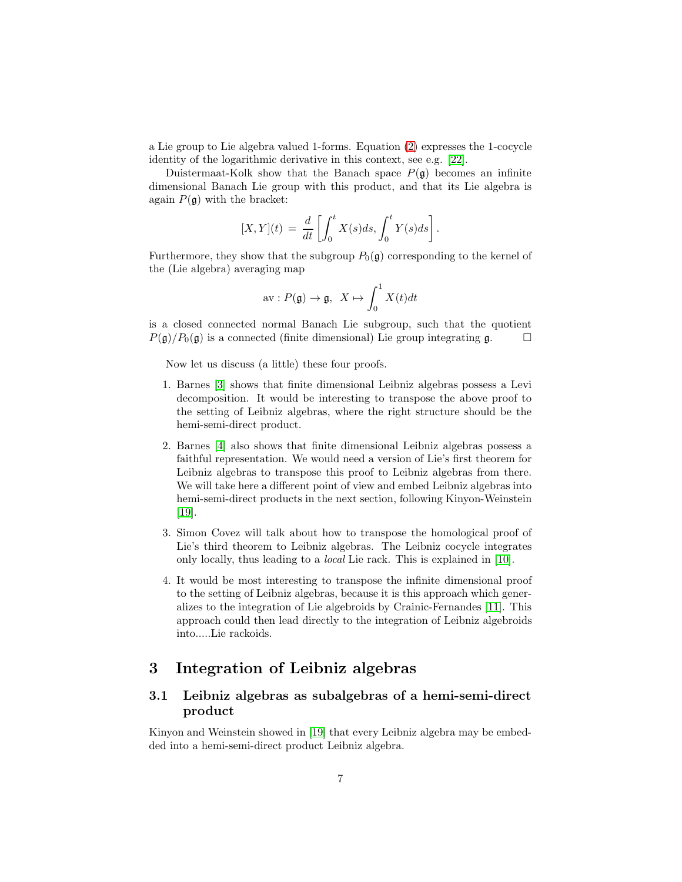a Lie group to Lie algebra valued 1-forms. Equation (2) expresses the 1-cocycle identity of the logarithmic derivative in this context, see e.g. [22].

Duistermaat-Kolk show that the Banach space $P(\mathfrak{g})$ becomes an infinite dimensional Banach Lie group with this product, and that its Lie algebra is again $P(\mathfrak{g})$ with the bracket:

$$[X,Y](t) \,=\, \frac{d}{dt}\left[\int_0^t X(s)ds, \int_0^t Y(s)ds\right].$$

Furthermore, they show that the subgroup $P_0(\mathfrak{g})$ corresponding to the kernel of the (Lie algebra) averaging map

$$\mathrm{av} : P(\mathfrak{g}) \to \mathfrak{g}, \;\; X \mapsto \int_0^1 X(t)dt$$

is a closed connected normal Banach Lie subgroup, such that the quotient $P(\mathfrak{g})/P_0(\mathfrak{g})$ is a connected (finite dimensional) Lie group integrating $\mathfrak{g}$. □

Now let us discuss (a little) these four proofs.

1. Barnes [3] shows that finite dimensional Leibniz algebras possess a Levi decomposition. It would be interesting to transpose the above proof to the setting of Leibniz algebras, where the right structure should be the hemi-semi-direct product.

2. Barnes [4] also shows that finite dimensional Leibniz algebras possess a faithful representation. We would need a version of Lie's first theorem for Leibniz algebras to transpose this proof to Leibniz algebras from there. We will take here a different point of view and embed Leibniz algebras into hemi-semi-direct products in the next section, following Kinyon-Weinstein [19].

3. Simon Covez will talk about how to transpose the homological proof of Lie's third theorem to Leibniz algebras. The Leibniz cocycle integrates only locally, thus leading to a *local* Lie rack. This is explained in [10].

4. It would be most interesting to transpose the infinite dimensional proof to the setting of Leibniz algebras, because it is this approach which generalizes to the integration of Lie algebroids by Crainic-Fernandes [11]. This approach could then lead directly to the integration of Leibniz algebroids into.....Lie rackoids.

# 3 Integration of Leibniz algebras

## 3.1 Leibniz algebras as subalgebras of a hemi-semi-direct product

Kinyon and Weinstein showed in [19] that every Leibniz algebra may be embedded into a hemi-semi-direct product Leibniz algebra.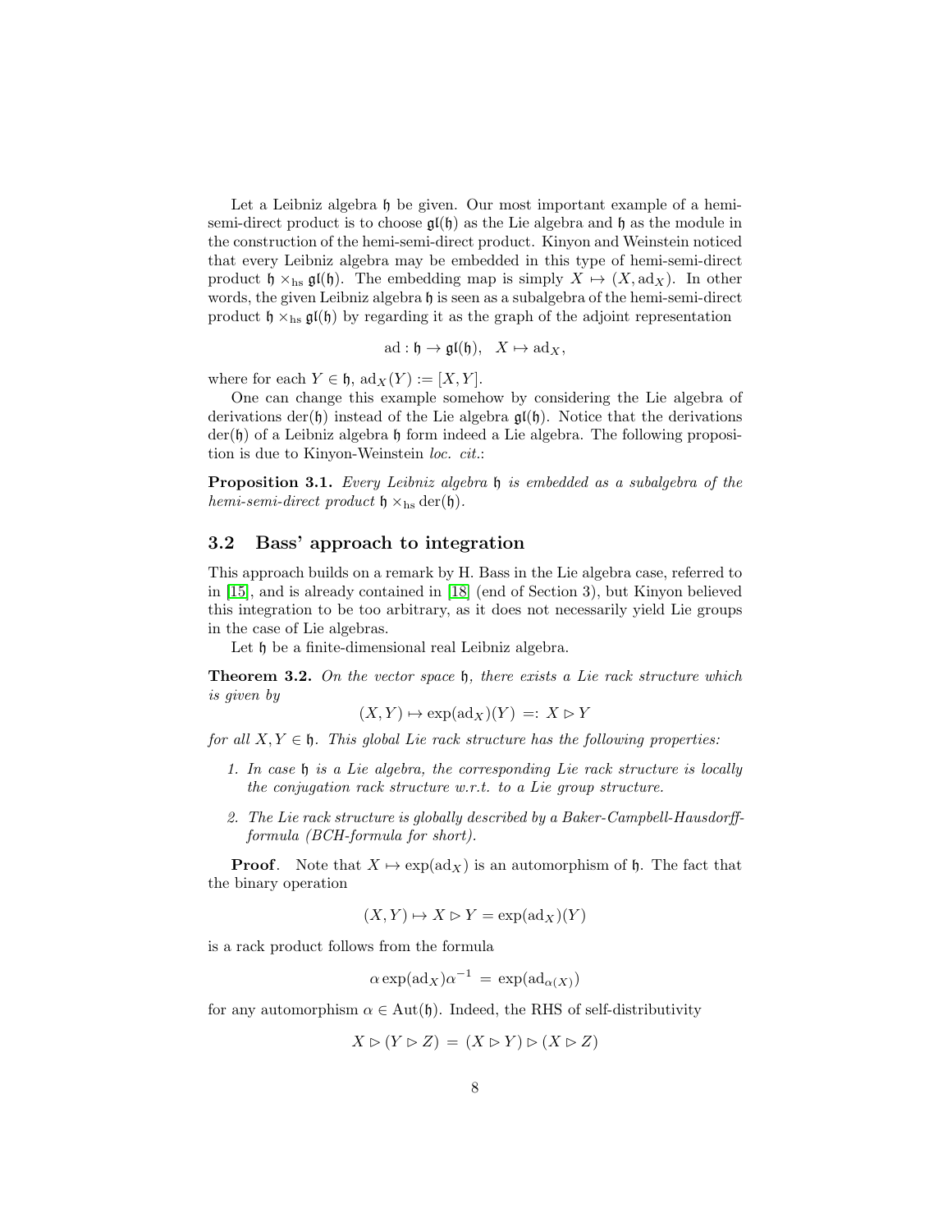Let a Leibniz algebra $\mathfrak{h}$ be given. Our most important example of a hemi-semi-direct product is to choose $\mathfrak{gl}(\mathfrak{h})$ as the Lie algebra and $\mathfrak{h}$ as the module in the construction of the hemi-semi-direct product. Kinyon and Weinstein noticed that every Leibniz algebra may be embedded in this type of hemi-semi-direct product $\mathfrak{h} \times_{\rm hs} \mathfrak{gl}(\mathfrak{h})$. The embedding map is simply $X \mapsto (X, \mathrm{ad}_X)$. In other words, the given Leibniz algebra $\mathfrak{h}$ is seen as a subalgebra of the hemi-semi-direct product $\mathfrak{h} \times_{\rm hs} \mathfrak{gl}(\mathfrak{h})$ by regarding it as the graph of the adjoint representation

$$\mathrm{ad} : \mathfrak{h} \to \mathfrak{gl}(\mathfrak{h}), \quad X \mapsto \mathrm{ad}_X,$$

where for each $Y \in \mathfrak{h}$, $\mathrm{ad}_X(Y) := [X, Y]$.

One can change this example somehow by considering the Lie algebra of derivations $\mathrm{der}(\mathfrak{h})$ instead of the Lie algebra $\mathfrak{gl}(\mathfrak{h})$. Notice that the derivations $\mathrm{der}(\mathfrak{h})$ of a Leibniz algebra $\mathfrak{h}$ form indeed a Lie algebra. The following proposition is due to Kinyon-Weinstein *loc. cit.*:

**Proposition 3.1.** *Every Leibniz algebra $\mathfrak{h}$ is embedded as a subalgebra of the hemi-semi-direct product $\mathfrak{h} \times_{\rm hs} \mathrm{der}(\mathfrak{h})$.*

## 3.2 Bass' approach to integration

This approach builds on a remark by H. Bass in the Lie algebra case, referred to in [15], and is already contained in [18] (end of Section 3), but Kinyon believed this integration to be too arbitrary, as it does not necessarily yield Lie groups in the case of Lie algebras.

Let $\mathfrak{h}$ be a finite-dimensional real Leibniz algebra.

**Theorem 3.2.** *On the vector space $\mathfrak{h}$, there exists a Lie rack structure which is given by*

$$(X, Y) \mapsto \exp(\mathrm{ad}_X)(Y) \;=:\; X \rhd Y$$

*for all $X, Y \in \mathfrak{h}$. This global Lie rack structure has the following properties:*

1. *In case $\mathfrak{h}$ is a Lie algebra, the corresponding Lie rack structure is locally the conjugation rack structure w.r.t. to a Lie group structure.*
2. *The Lie rack structure is globally described by a Baker-Campbell-Hausdorff-formula (BCH-formula for short).*

**Proof**. Note that $X \mapsto \exp(\mathrm{ad}_X)$ is an automorphism of $\mathfrak{h}$. The fact that the binary operation

$$(X, Y) \mapsto X \rhd Y = \exp(\mathrm{ad}_X)(Y)$$

is a rack product follows from the formula

$$\alpha \exp(\mathrm{ad}_X)\alpha^{-1} \;=\; \exp(\mathrm{ad}_{\alpha(X)})$$

for any automorphism $\alpha \in \mathrm{Aut}(\mathfrak{h})$. Indeed, the RHS of self-distributivity

$$X \rhd (Y \rhd Z) \;=\; (X \rhd Y) \rhd (X \rhd Z)$$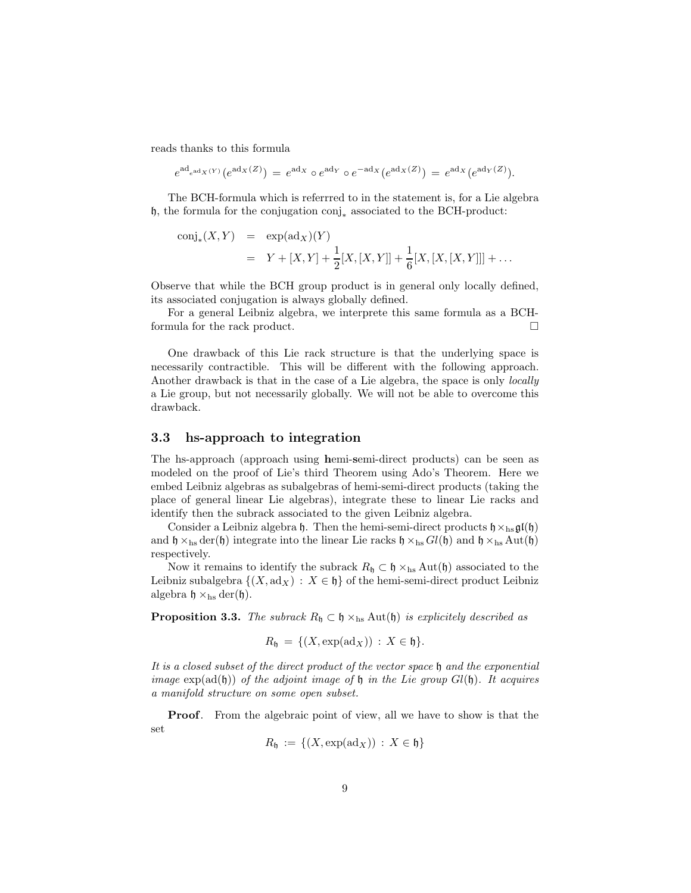reads thanks to this formula

$$e^{\mathrm{ad}_{e^{\mathrm{ad}_X}(Y)}}(e^{\mathrm{ad}_X(Z)}) \,=\, e^{\mathrm{ad}_X} \circ e^{\mathrm{ad}_Y} \circ e^{-\mathrm{ad}_X}(e^{\mathrm{ad}_X(Z)}) \,=\, e^{\mathrm{ad}_X}(e^{\mathrm{ad}_Y(Z)}).$$

The BCH-formula which is referrred to in the statement is, for a Lie algebra $\mathfrak{h}$, the formula for the conjugation $\mathrm{conj}_*$ associated to the BCH-product:

$$\begin{aligned}
\mathrm{conj}_*(X,Y) &= \exp(\mathrm{ad}_X)(Y) \\
&= Y + [X,Y] + \frac{1}{2}[X,[X,Y]] + \frac{1}{6}[X,[X,[X,Y]]] + \ldots
\end{aligned}$$

Observe that while the BCH group product is in general only locally defined, its associated conjugation is always globally defined.

For a general Leibniz algebra, we interprete this same formula as a BCH-formula for the rack product. □

One drawback of this Lie rack structure is that the underlying space is necessarily contractible. This will be different with the following approach. Another drawback is that in the case of a Lie algebra, the space is only *locally* a Lie group, but not necessarily globally. We will not be able to overcome this drawback.

### 3.3 hs-approach to integration

The hs-approach (approach using **h**emi-**s**emi-direct products) can be seen as modeled on the proof of Lie's third Theorem using Ado's Theorem. Here we embed Leibniz algebras as subalgebras of hemi-semi-direct products (taking the place of general linear Lie algebras), integrate these to linear Lie racks and identify then the subrack associated to the given Leibniz algebra.

Consider a Leibniz algebra $\mathfrak{h}$. Then the hemi-semi-direct products $\mathfrak{h}\times_{\mathrm{hs}}\mathfrak{gl}(\mathfrak{h})$ and $\mathfrak{h}\times_{\mathrm{hs}}\mathrm{der}(\mathfrak{h})$ integrate into the linear Lie racks $\mathfrak{h}\times_{\mathrm{hs}}Gl(\mathfrak{h})$ and $\mathfrak{h}\times_{\mathrm{hs}}\mathrm{Aut}(\mathfrak{h})$ respectively.

Now it remains to identify the subrack $R_{\mathfrak{h}}\subset\mathfrak{h}\times_{\mathrm{hs}}\mathrm{Aut}(\mathfrak{h})$ associated to the Leibniz subalgebra $\{(X,\mathrm{ad}_X)\,:\,X\in\mathfrak{h}\}$ of the hemi-semi-direct product Leibniz algebra $\mathfrak{h}\times_{\mathrm{hs}}\mathrm{der}(\mathfrak{h})$.

**Proposition 3.3.** *The subrack $R_{\mathfrak{h}}\subset\mathfrak{h}\times_{\mathrm{hs}}\mathrm{Aut}(\mathfrak{h})$ is explicitely described as*

$$R_{\mathfrak{h}} \,=\, \{(X,\exp(\mathrm{ad}_X))\,:\,X\in\mathfrak{h}\}.$$

*It is a closed subset of the direct product of the vector space $\mathfrak{h}$ and the exponential image $\exp(\mathrm{ad}(\mathfrak{h}))$ of the adjoint image of $\mathfrak{h}$ in the Lie group $Gl(\mathfrak{h})$. It acquires a manifold structure on some open subset.*

**Proof.** From the algebraic point of view, all we have to show is that the set

$$R_{\mathfrak{h}} \,:=\, \{(X,\exp(\mathrm{ad}_X))\,:\,X\in\mathfrak{h}\}$$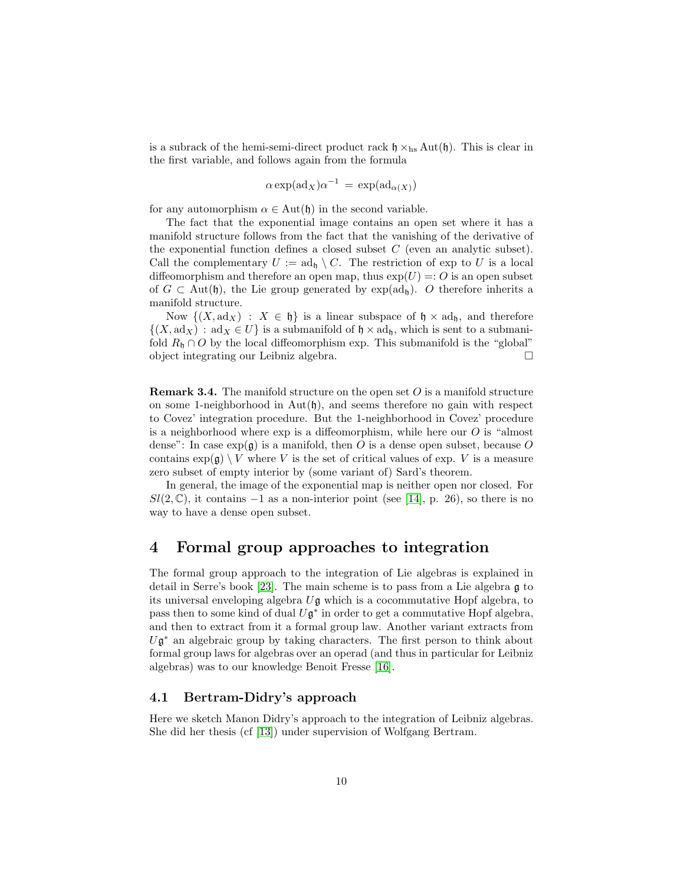is a subrack of the hemi-semi-direct product rack $\mathfrak{h} \times_{\rm hs} {\rm Aut}(\mathfrak{h})$. This is clear in the first variable, and follows again from the formula

$$\alpha \exp(\mathrm{ad}_X)\alpha^{-1} = \exp(\mathrm{ad}_{\alpha(X)})$$

for any automorphism $\alpha \in {\rm Aut}(\mathfrak{h})$ in the second variable.

The fact that the exponential image contains an open set where it has a manifold structure follows from the fact that the vanishing of the derivative of the exponential function defines a closed subset $C$ (even an analytic subset). Call the complementary $U := \mathrm{ad}_{\mathfrak{h}} \setminus C$. The restriction of exp to $U$ is a local diffeomorphism and therefore an open map, thus $\exp(U) =: O$ is an open subset of $G \subset {\rm Aut}(\mathfrak{h})$, the Lie group generated by $\exp(\mathrm{ad}_{\mathfrak{h}})$. $O$ therefore inherits a manifold structure.

Now $\{(X, \mathrm{ad}_X) \,:\, X \in \mathfrak{h}\}$ is a linear subspace of $\mathfrak{h} \times \mathrm{ad}_{\mathfrak{h}}$, and therefore $\{(X, \mathrm{ad}_X) \,:\, \mathrm{ad}_X \in U\}$ is a submanifold of $\mathfrak{h} \times \mathrm{ad}_{\mathfrak{h}}$, which is sent to a submanifold $R_{\mathfrak{h}} \cap O$ by the local diffeomorphism exp. This submanifold is the "global" object integrating our Leibniz algebra. □

**Remark 3.4.** The manifold structure on the open set $O$ is a manifold structure on some 1-neighborhood in ${\rm Aut}(\mathfrak{h})$, and seems therefore no gain with respect to Covez' integration procedure. But the 1-neighborhood in Covez' procedure is a neighborhood where exp is a diffeomorphism, while here our $O$ is "almost dense": In case $\exp(\mathfrak{g})$ is a manifold, then $O$ is a dense open subset, because $O$ contains $\exp(\mathfrak{g}) \setminus V$ where $V$ is the set of critical values of exp. $V$ is a measure zero subset of empty interior by (some variant of) Sard's theorem.

In general, the image of the exponential map is neither open nor closed. For $Sl(2, \mathbb{C})$, it contains $-1$ as a non-interior point (see [14], p. 26), so there is no way to have a dense open subset.

# 4 Formal group approaches to integration

The formal group approach to the integration of Lie algebras is explained in detail in Serre's book [23]. The main scheme is to pass from a Lie algebra $\mathfrak{g}$ to its universal enveloping algebra $U\mathfrak{g}$ which is a cocommutative Hopf algebra, to pass then to some kind of dual $U\mathfrak{g}^*$ in order to get a commutative Hopf algebra, and then to extract from it a formal group law. Another variant extracts from $U\mathfrak{g}^*$ an algebraic group by taking characters. The first person to think about formal group laws for algebras over an operad (and thus in particular for Leibniz algebras) was to our knowledge Benoit Fresse [16].

## 4.1 Bertram-Didry's approach

Here we sketch Manon Didry's approach to the integration of Leibniz algebras. She did her thesis (cf [13]) under supervision of Wolfgang Bertram.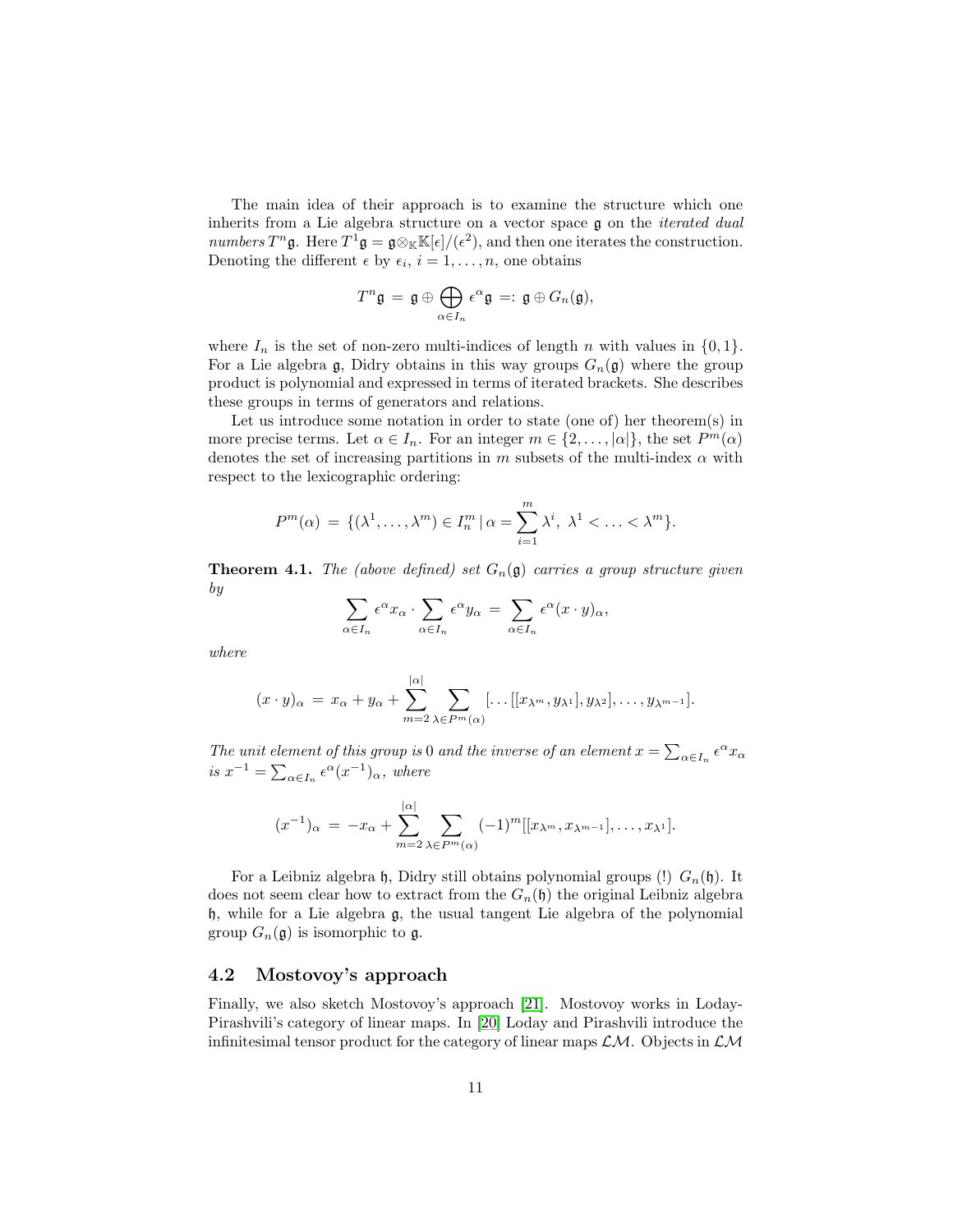The main idea of their approach is to examine the structure which one inherits from a Lie algebra structure on a vector space $\mathfrak{g}$ on the *iterated dual numbers* $T^n\mathfrak{g}$. Here $T^1\mathfrak{g} = \mathfrak{g}\otimes_{\mathbb{K}}\mathbb{K}[\epsilon]/(\epsilon^2)$, and then one iterates the construction. Denoting the different $\epsilon$ by $\epsilon_i$, $i = 1, \ldots, n$, one obtains

$$T^n\mathfrak{g} \,=\, \mathfrak{g} \oplus \bigoplus_{\alpha\in I_n} \epsilon^{\alpha}\mathfrak{g} \,=:\, \mathfrak{g}\oplus G_n(\mathfrak{g}),$$

where $I_n$ is the set of non-zero multi-indices of length $n$ with values in $\{0,1\}$. For a Lie algebra $\mathfrak{g}$, Didry obtains in this way groups $G_n(\mathfrak{g})$ where the group product is polynomial and expressed in terms of iterated brackets. She describes these groups in terms of generators and relations.

Let us introduce some notation in order to state (one of) her theorem(s) in more precise terms. Let $\alpha \in I_n$. For an integer $m \in \{2, \ldots, |\alpha|\}$, the set $P^m(\alpha)$ denotes the set of increasing partitions in $m$ subsets of the multi-index $\alpha$ with respect to the lexicographic ordering:

$$P^m(\alpha) \,=\, \{(\lambda^1, \ldots, \lambda^m) \in I_n^m \,|\, \alpha = \sum_{i=1}^{m}\lambda^i,\ \lambda^1 < \ldots < \lambda^m\}.$$

**Theorem 4.1.** *The (above defined) set $G_n(\mathfrak{g})$ carries a group structure given by*

$$\sum_{\alpha\in I_n}\epsilon^{\alpha}x_{\alpha}\cdot\sum_{\alpha\in I_n}\epsilon^{\alpha}y_{\alpha} \,=\, \sum_{\alpha\in I_n}\epsilon^{\alpha}(x\cdot y)_{\alpha},$$

*where*

$$(x\cdot y)_{\alpha} \,=\, x_{\alpha} + y_{\alpha} + \sum_{m=2}^{|\alpha|}\sum_{\lambda\in P^m(\alpha)}[\ldots[[x_{\lambda^m}, y_{\lambda^1}], y_{\lambda^2}], \ldots, y_{\lambda^{m-1}}].$$

*The unit element of this group is $0$ and the inverse of an element $x = \sum_{\alpha\in I_n}\epsilon^{\alpha}x_{\alpha}$ is $x^{-1} = \sum_{\alpha\in I_n}\epsilon^{\alpha}(x^{-1})_{\alpha}$, where*

$$(x^{-1})_{\alpha} \,=\, -x_{\alpha} + \sum_{m=2}^{|\alpha|}\sum_{\lambda\in P^m(\alpha)}(-1)^m[[x_{\lambda^m}, x_{\lambda^{m-1}}], \ldots, x_{\lambda^1}].$$

For a Leibniz algebra $\mathfrak{h}$, Didry still obtains polynomial groups (!) $G_n(\mathfrak{h})$. It does not seem clear how to extract from the $G_n(\mathfrak{h})$ the original Leibniz algebra $\mathfrak{h}$, while for a Lie algebra $\mathfrak{g}$, the usual tangent Lie algebra of the polynomial group $G_n(\mathfrak{g})$ is isomorphic to $\mathfrak{g}$.

## 4.2 Mostovoy's approach

Finally, we also sketch Mostovoy's approach [21]. Mostovoy works in Loday-Pirashvili's category of linear maps. In [20] Loday and Pirashvili introduce the infinitesimal tensor product for the category of linear maps $\mathcal{LM}$. Objects in $\mathcal{LM}$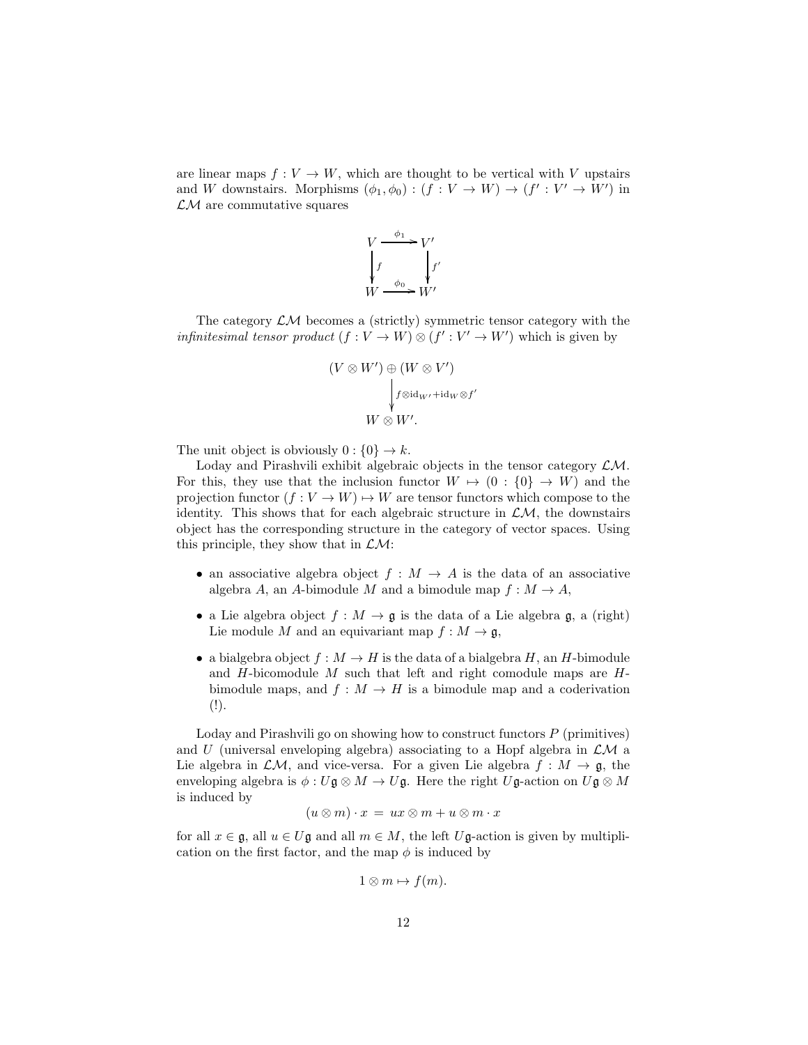are linear maps $f : V \to W$, which are thought to be vertical with $V$ upstairs and $W$ downstairs. Morphisms $(\phi_1, \phi_0) : (f : V \to W) \to (f' : V' \to W')$ in $\mathcal{LM}$ are commutative squares

$$\begin{array}{ccc} V & \xrightarrow{\phi_1} & V' \\ \downarrow{\scriptstyle f} & & \downarrow{\scriptstyle f'} \\ W & \xrightarrow{\phi_0} & W' \end{array}$$

The category $\mathcal{LM}$ becomes a (strictly) symmetric tensor category with the *infinitesimal tensor product* $(f : V \to W) \otimes (f' : V' \to W')$ which is given by

$$\begin{array}{c} (V \otimes W') \oplus (W \otimes V') \\ \Big\downarrow{\scriptstyle f \otimes \mathrm{id}_{W'} + \mathrm{id}_W \otimes f'} \\ W \otimes W'. \end{array}$$

The unit object is obviously $0 : \{0\} \to k$.

Loday and Pirashvili exhibit algebraic objects in the tensor category $\mathcal{LM}$. For this, they use that the inclusion functor $W \mapsto (0 : \{0\} \to W)$ and the projection functor $(f : V \to W) \mapsto W$ are tensor functors which compose to the identity. This shows that for each algebraic structure in $\mathcal{LM}$, the downstairs object has the corresponding structure in the category of vector spaces. Using this principle, they show that in $\mathcal{LM}$:

- an associative algebra object $f : M \to A$ is the data of an associative algebra $A$, an $A$-bimodule $M$ and a bimodule map $f : M \to A$,
- a Lie algebra object $f : M \to \mathfrak{g}$ is the data of a Lie algebra $\mathfrak{g}$, a (right) Lie module $M$ and an equivariant map $f : M \to \mathfrak{g}$,
- a bialgebra object $f : M \to H$ is the data of a bialgebra $H$, an $H$-bimodule and $H$-bicomodule $M$ such that left and right comodule maps are $H$-bimodule maps, and $f : M \to H$ is a bimodule map and a coderivation (!).

Loday and Pirashvili go on showing how to construct functors $P$ (primitives) and $U$ (universal enveloping algebra) associating to a Hopf algebra in $\mathcal{LM}$ a Lie algebra in $\mathcal{LM}$, and vice-versa. For a given Lie algebra $f : M \to \mathfrak{g}$, the enveloping algebra is $\phi : U\mathfrak{g} \otimes M \to U\mathfrak{g}$. Here the right $U\mathfrak{g}$-action on $U\mathfrak{g} \otimes M$ is induced by

$$(u \otimes m) \cdot x \;=\; ux \otimes m + u \otimes m \cdot x$$

for all $x \in \mathfrak{g}$, all $u \in U\mathfrak{g}$ and all $m \in M$, the left $U\mathfrak{g}$-action is given by multiplication on the first factor, and the map $\phi$ is induced by

$$1 \otimes m \mapsto f(m).$$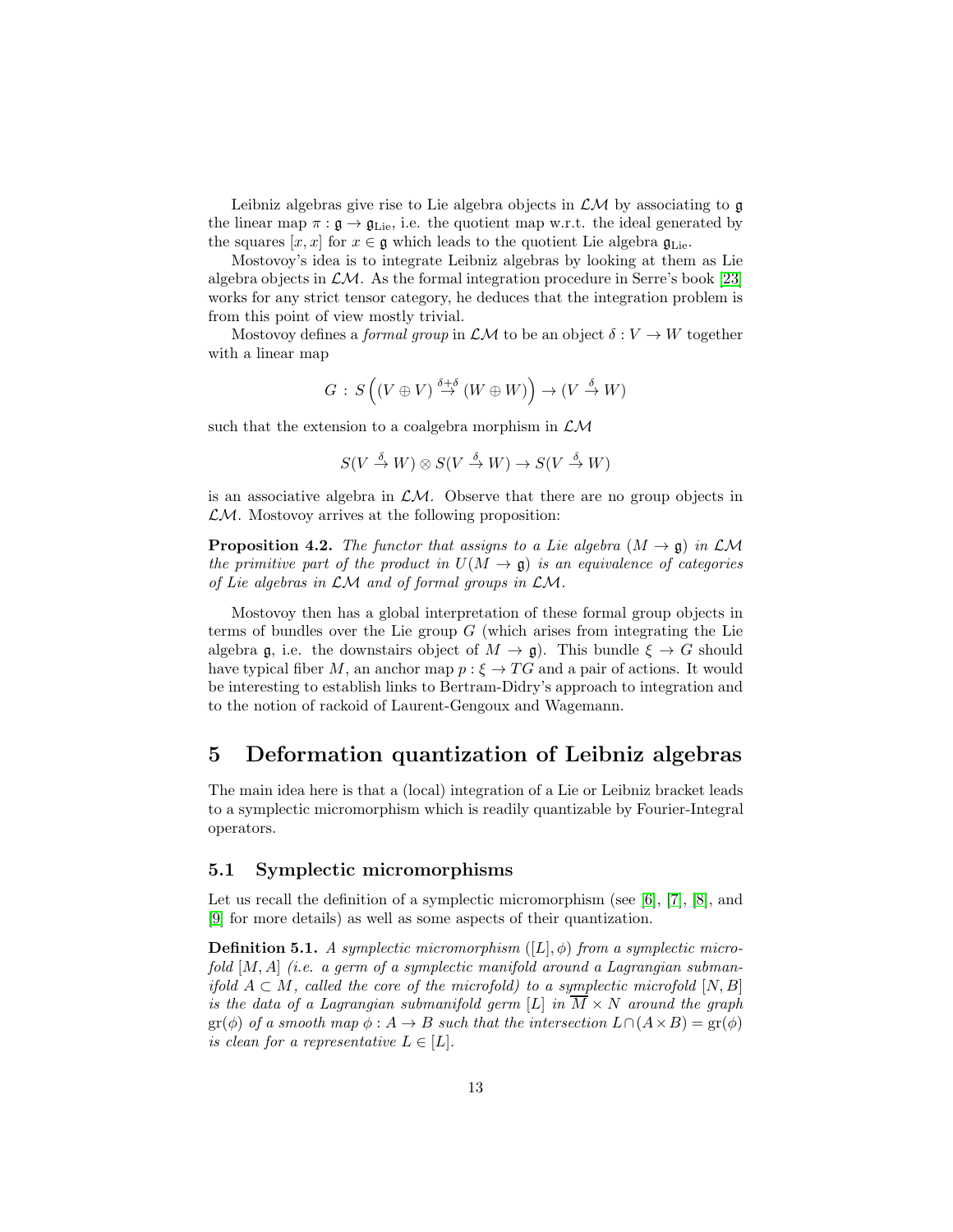Leibniz algebras give rise to Lie algebra objects in $\mathcal{LM}$ by associating to $\mathfrak{g}$ the linear map $\pi : \mathfrak{g} \to \mathfrak{g}_{\rm Lie}$, i.e. the quotient map w.r.t. the ideal generated by the squares $[x, x]$ for $x \in \mathfrak{g}$ which leads to the quotient Lie algebra $\mathfrak{g}_{\rm Lie}$.

Mostovoy's idea is to integrate Leibniz algebras by looking at them as Lie algebra objects in $\mathcal{LM}$. As the formal integration procedure in Serre's book [23] works for any strict tensor category, he deduces that the integration problem is from this point of view mostly trivial.

Mostovoy defines a *formal group* in $\mathcal{LM}$ to be an object $\delta : V \to W$ together with a linear map

$$G \,:\, S\Big((V \oplus V) \stackrel{\delta+\delta}{\to} (W \oplus W)\Big) \to (V \stackrel{\delta}{\to} W)$$

such that the extension to a coalgebra morphism in $\mathcal{LM}$

$$S(V \stackrel{\delta}{\to} W) \otimes S(V \stackrel{\delta}{\to} W) \to S(V \stackrel{\delta}{\to} W)$$

is an associative algebra in $\mathcal{LM}$. Observe that there are no group objects in $\mathcal{LM}$. Mostovoy arrives at the following proposition:

**Proposition 4.2.** *The functor that assigns to a Lie algebra $(M \to \mathfrak{g})$ in $\mathcal{LM}$ the primitive part of the product in $U(M \to \mathfrak{g})$ is an equivalence of categories of Lie algebras in $\mathcal{LM}$ and of formal groups in $\mathcal{LM}$.*

Mostovoy then has a global interpretation of these formal group objects in terms of bundles over the Lie group $G$ (which arises from integrating the Lie algebra $\mathfrak{g}$, i.e. the downstairs object of $M \to \mathfrak{g}$). This bundle $\xi \to G$ should have typical fiber $M$, an anchor map $p : \xi \to TG$ and a pair of actions. It would be interesting to establish links to Bertram-Didry's approach to integration and to the notion of rackoid of Laurent-Gengoux and Wagemann.

# 5 Deformation quantization of Leibniz algebras

The main idea here is that a (local) integration of a Lie or Leibniz bracket leads to a symplectic micromorphism which is readily quantizable by Fourier-Integral operators.

## 5.1 Symplectic micromorphisms

Let us recall the definition of a symplectic micromorphism (see [6], [7], [8], and [9] for more details) as well as some aspects of their quantization.

**Definition 5.1.** *A symplectic micromorphism $([L], \phi)$ from a symplectic microfold $[M, A]$ (i.e. a germ of a symplectic manifold around a Lagrangian submanifold $A \subset M$, called the core of the microfold) to a symplectic microfold $[N, B]$ is the data of a Lagrangian submanifold germ $[L]$ in $\overline{M} \times N$ around the graph $\mathrm{gr}(\phi)$ of a smooth map $\phi : A \to B$ such that the intersection $L \cap (A \times B) = \mathrm{gr}(\phi)$ is clean for a representative $L \in [L]$.*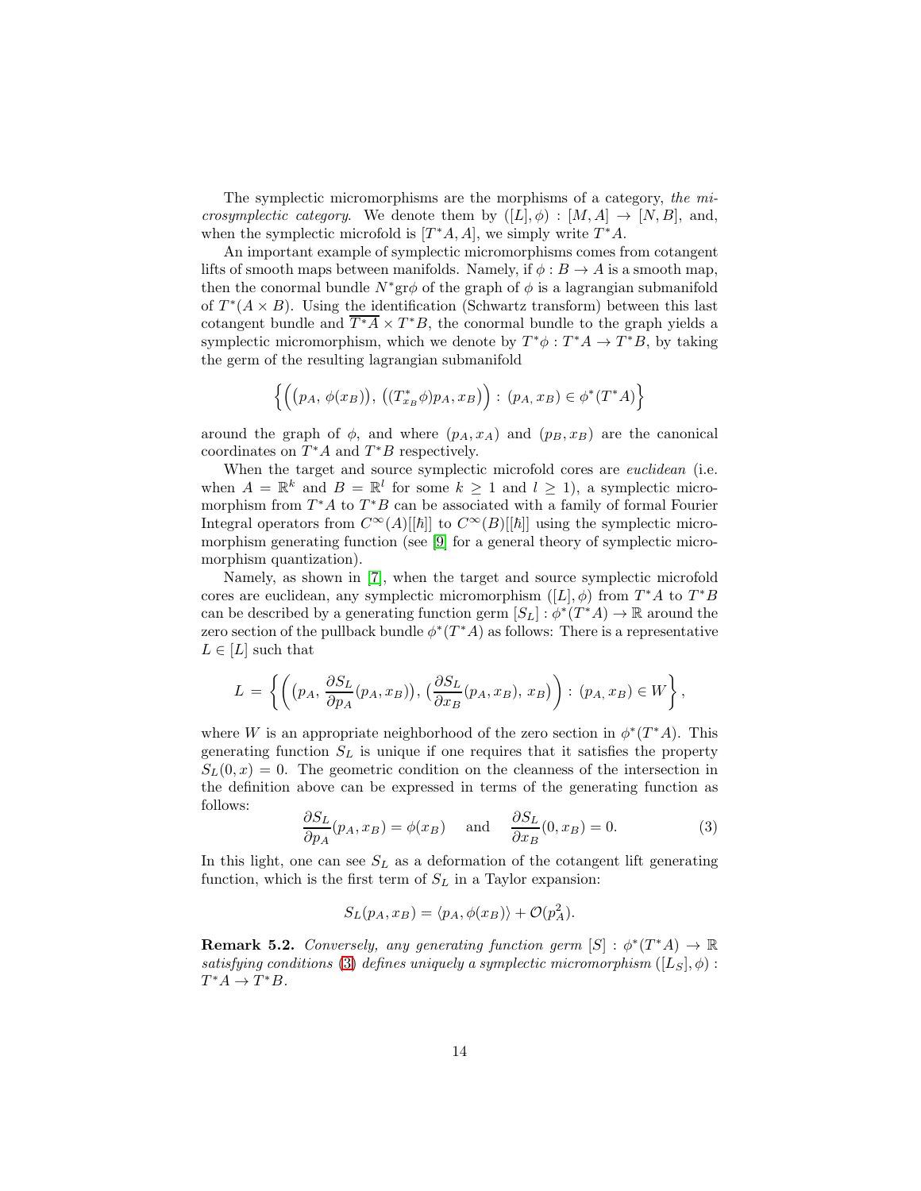The symplectic micromorphisms are the morphisms of a category, *the microsymplectic category*. We denote them by $([L], \phi) : [M, A] \to [N, B]$, and, when the symplectic microfold is $[T^*A, A]$, we simply write $T^*A$.

An important example of symplectic micromorphisms comes from cotangent lifts of smooth maps between manifolds. Namely, if $\phi : B \to A$ is a smooth map, then the conormal bundle $N^*\mathrm{gr}\phi$ of the graph of $\phi$ is a lagrangian submanifold of $T^*(A \times B)$. Using the identification (Schwartz transform) between this last cotangent bundle and $\overline{T^*A} \times T^*B$, the conormal bundle to the graph yields a symplectic micromorphism, which we denote by $T^*\phi : T^*A \to T^*B$, by taking the germ of the resulting lagrangian submanifold

$$\Big\{ \Big( \big(p_A,\, \phi(x_B)\big),\, \big((T^*_{x_B}\phi)p_A, x_B\big) \Big) : (p_A, x_B) \in \phi^*(T^*A) \Big\}$$

around the graph of $\phi$, and where $(p_A, x_A)$ and $(p_B, x_B)$ are the canonical coordinates on $T^*A$ and $T^*B$ respectively.

When the target and source symplectic microfold cores are *euclidean* (i.e. when $A = \mathbb{R}^k$ and $B = \mathbb{R}^l$ for some $k \geq 1$ and $l \geq 1$), a symplectic micromorphism from $T^*A$ to $T^*B$ can be associated with a family of formal Fourier Integral operators from $C^\infty(A)[[\hbar]]$ to $C^\infty(B)[[\hbar]]$ using the symplectic micromorphism generating function (see [9] for a general theory of symplectic micromorphism quantization).

Namely, as shown in [7], when the target and source symplectic microfold cores are euclidean, any symplectic micromorphism $([L], \phi)$ from $T^*A$ to $T^*B$ can be described by a generating function germ $[S_L] : \phi^*(T^*A) \to \mathbb{R}$ around the zero section of the pullback bundle $\phi^*(T^*A)$ as follows: There is a representative $L \in [L]$ such that

$$L = \left\{ \Big( \big(p_A,\, \frac{\partial S_L}{\partial p_A}(p_A, x_B)\big),\, \big(\frac{\partial S_L}{\partial x_B}(p_A, x_B),\, x_B\big) \Big) : (p_A, x_B) \in W \right\},$$

where $W$ is an appropriate neighborhood of the zero section in $\phi^*(T^*A)$. This generating function $S_L$ is unique if one requires that it satisfies the property $S_L(0, x) = 0$. The geometric condition on the cleanness of the intersection in the definition above can be expressed in terms of the generating function as follows:

$$\frac{\partial S_L}{\partial p_A}(p_A, x_B) = \phi(x_B) \quad \text{and} \quad \frac{\partial S_L}{\partial x_B}(0, x_B) = 0. \tag{3}$$

In this light, one can see $S_L$ as a deformation of the cotangent lift generating function, which is the first term of $S_L$ in a Taylor expansion:

$$S_L(p_A, x_B) = \langle p_A, \phi(x_B) \rangle + \mathcal{O}(p_A^2).$$

**Remark 5.2.** *Conversely, any generating function germ $[S] : \phi^*(T^*A) \to \mathbb{R}$ satisfying conditions (3) defines uniquely a symplectic micromorphism $([L_S], \phi) : T^*A \to T^*B$.*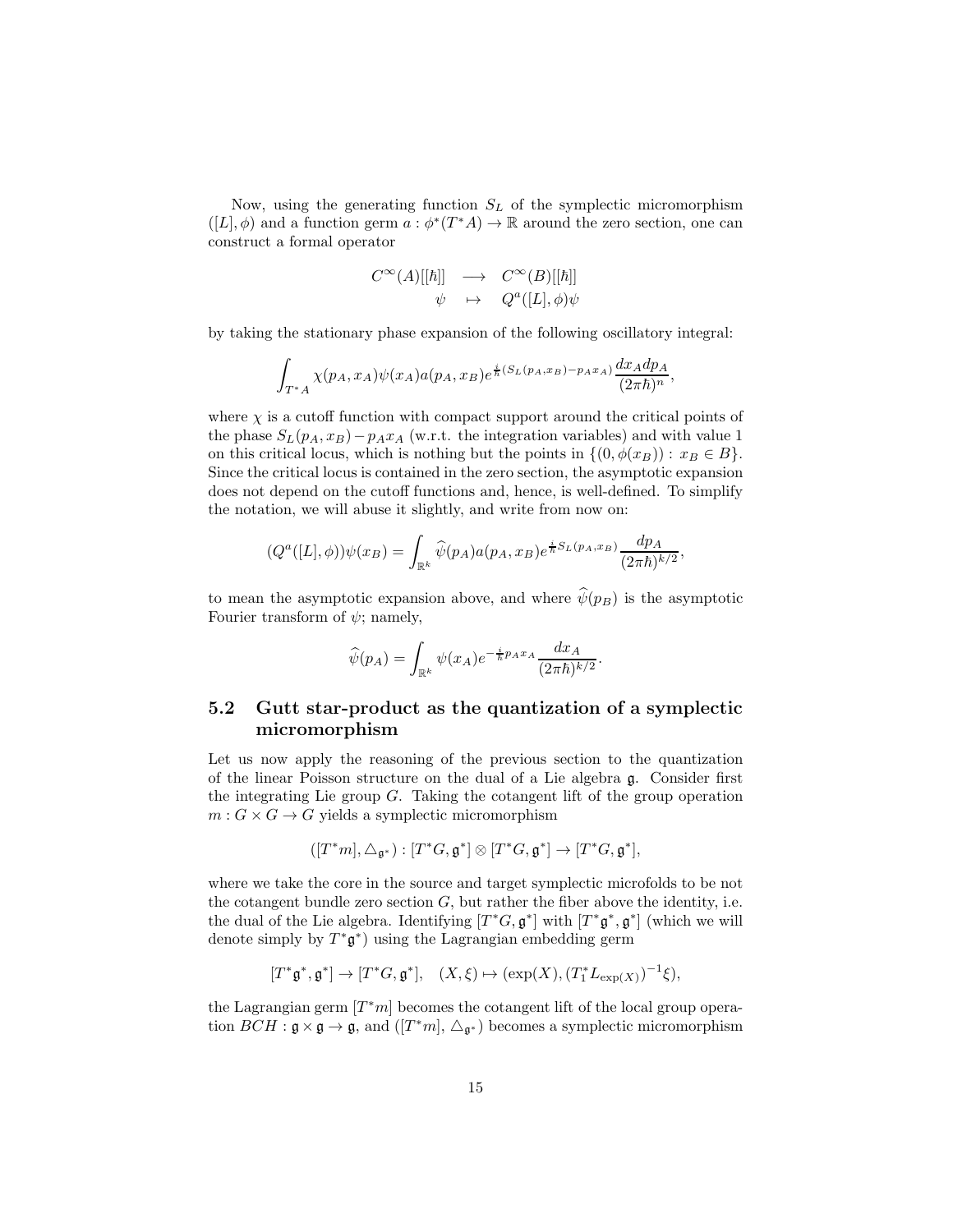Now, using the generating function $S_L$ of the symplectic micromorphism $([L], \phi)$ and a function germ $a : \phi^*(T^*A) \to \mathbb{R}$ around the zero section, one can construct a formal operator

$$\begin{array}{rcl} C^\infty(A)[[\hbar]] & \longrightarrow & C^\infty(B)[[\hbar]] \\ \psi & \mapsto & Q^a([L], \phi)\psi \end{array}$$

by taking the stationary phase expansion of the following oscillatory integral:

$$\int_{T^*A} \chi(p_A, x_A)\psi(x_A)a(p_A, x_B)e^{\frac{i}{\hbar}(S_L(p_A,x_B)-p_A x_A)}\frac{dx_A dp_A}{(2\pi\hbar)^n},$$

where $\chi$ is a cutoff function with compact support around the critical points of the phase $S_L(p_A, x_B) - p_A x_A$ (w.r.t. the integration variables) and with value 1 on this critical locus, which is nothing but the points in $\{(0, \phi(x_B)) : x_B \in B\}$. Since the critical locus is contained in the zero section, the asymptotic expansion does not depend on the cutoff functions and, hence, is well-defined. To simplify the notation, we will abuse it slightly, and write from now on:

$$(Q^a([L], \phi))\psi(x_B) = \int_{\mathbb{R}^k} \widehat{\psi}(p_A)a(p_A, x_B)e^{\frac{i}{\hbar}S_L(p_A,x_B)}\frac{dp_A}{(2\pi\hbar)^{k/2}},$$

to mean the asymptotic expansion above, and where $\widehat{\psi}(p_B)$ is the asymptotic Fourier transform of $\psi$; namely,

$$\widehat{\psi}(p_A) = \int_{\mathbb{R}^k} \psi(x_A)e^{-\frac{i}{\hbar}p_A x_A}\frac{dx_A}{(2\pi\hbar)^{k/2}}.$$

## 5.2 Gutt star-product as the quantization of a symplectic micromorphism

Let us now apply the reasoning of the previous section to the quantization of the linear Poisson structure on the dual of a Lie algebra $\mathfrak{g}$. Consider first the integrating Lie group $G$. Taking the cotangent lift of the group operation $m : G \times G \to G$ yields a symplectic micromorphism

$$([T^*m], \triangle_{\mathfrak{g}^*}) : [T^*G, \mathfrak{g}^*] \otimes [T^*G, \mathfrak{g}^*] \to [T^*G, \mathfrak{g}^*],$$

where we take the core in the source and target symplectic microfolds to be not the cotangent bundle zero section $G$, but rather the fiber above the identity, i.e. the dual of the Lie algebra. Identifying $[T^*G, \mathfrak{g}^*]$ with $[T^*\mathfrak{g}^*, \mathfrak{g}^*]$ (which we will denote simply by $T^*\mathfrak{g}^*$) using the Lagrangian embedding germ

$$[T^*\mathfrak{g}^*, \mathfrak{g}^*] \to [T^*G, \mathfrak{g}^*], \quad (X, \xi) \mapsto (\exp(X), (T_1^*L_{\exp(X)})^{-1}\xi),$$

the Lagrangian germ $[T^*m]$ becomes the cotangent lift of the local group operation $BCH : \mathfrak{g} \times \mathfrak{g} \to \mathfrak{g}$, and $([T^*m], \triangle_{\mathfrak{g}^*})$ becomes a symplectic micromorphism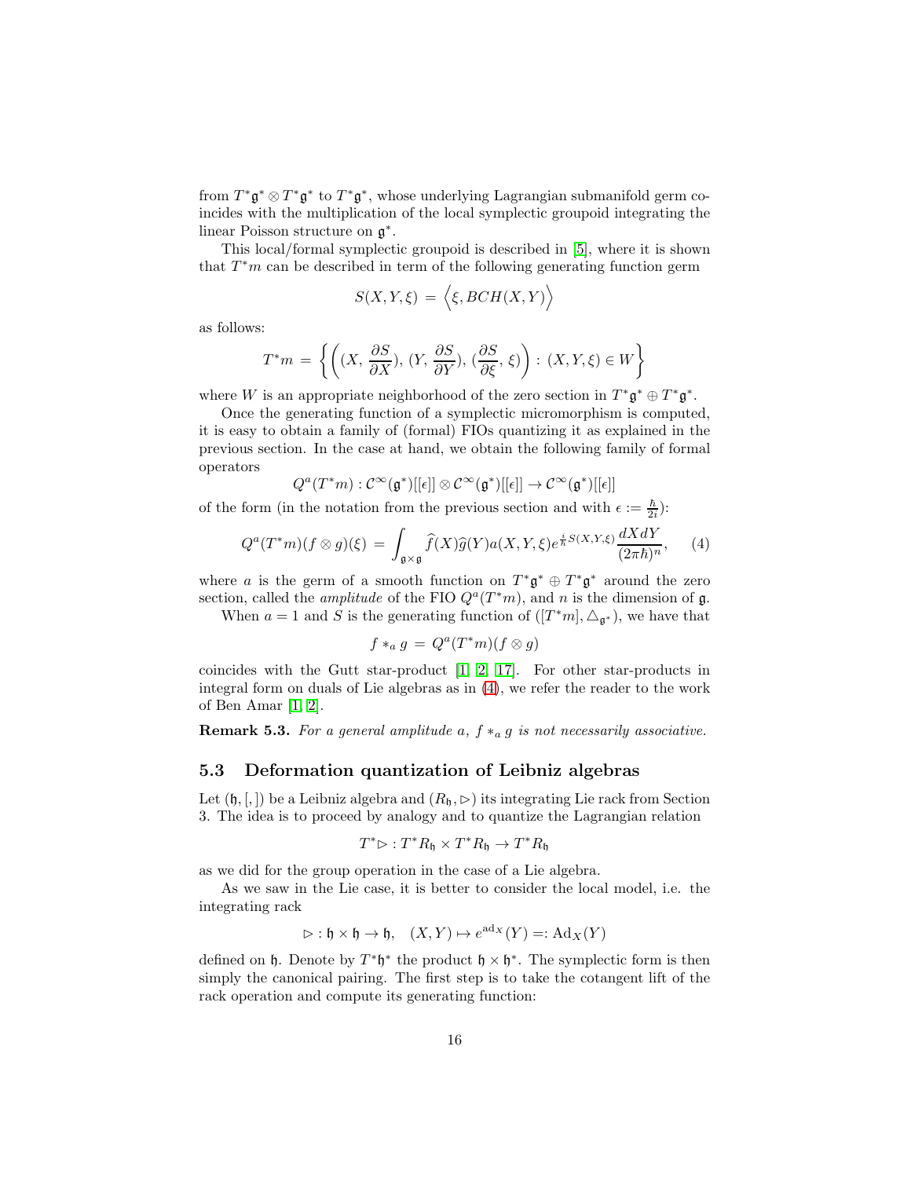from $T^*\mathfrak{g}^* \otimes T^*\mathfrak{g}^*$ to $T^*\mathfrak{g}^*$, whose underlying Lagrangian submanifold germ coincides with the multiplication of the local symplectic groupoid integrating the linear Poisson structure on $\mathfrak{g}^*$.

This local/formal symplectic groupoid is described in [5], where it is shown that $T^*m$ can be described in term of the following generating function germ

$$S(X, Y, \xi) = \Big\langle \xi, BCH(X, Y) \Big\rangle$$

as follows:

$$T^*m = \left\{ \left( (X, \frac{\partial S}{\partial X}), (Y, \frac{\partial S}{\partial Y}), (\frac{\partial S}{\partial \xi}, \xi) \right) : (X, Y, \xi) \in W \right\}$$

where $W$ is an appropriate neighborhood of the zero section in $T^*\mathfrak{g}^* \oplus T^*\mathfrak{g}^*$.

Once the generating function of a symplectic micromorphism is computed, it is easy to obtain a family of (formal) FIOs quantizing it as explained in the previous section. In the case at hand, we obtain the following family of formal operators

$$Q^a(T^*m) : \mathcal{C}^\infty(\mathfrak{g}^*)[[\epsilon]] \otimes \mathcal{C}^\infty(\mathfrak{g}^*)[[\epsilon]] \to \mathcal{C}^\infty(\mathfrak{g}^*)[[\epsilon]]$$

of the form (in the notation from the previous section and with $\epsilon := \frac{\hbar}{2i}$):

$$Q^a(T^*m)(f \otimes g)(\xi) = \int_{\mathfrak{g} \times \mathfrak{g}} \widehat{f}(X)\widehat{g}(Y)a(X, Y, \xi)e^{\frac{i}{\hbar}S(X,Y,\xi)} \frac{dXdY}{(2\pi\hbar)^n}, \qquad (4)$$

where $a$ is the germ of a smooth function on $T^*\mathfrak{g}^* \oplus T^*\mathfrak{g}^*$ around the zero section, called the *amplitude* of the FIO $Q^a(T^*m)$, and $n$ is the dimension of $\mathfrak{g}$.

When $a = 1$ and $S$ is the generating function of $([T^*m], \triangle_{\mathfrak{g}^*})$, we have that

$$f *_a g = Q^a(T^*m)(f \otimes g)$$

coincides with the Gutt star-product [1, 2, 17]. For other star-products in integral form on duals of Lie algebras as in (4), we refer the reader to the work of Ben Amar [1, 2].

**Remark 5.3.** *For a general amplitude $a$, $f *_a g$ is not necessarily associative.*

### 5.3 Deformation quantization of Leibniz algebras

Let $(\mathfrak{h}, [,])$ be a Leibniz algebra and $(R_\mathfrak{h}, \triangleright)$ its integrating Lie rack from Section 3. The idea is to proceed by analogy and to quantize the Lagrangian relation

$$T^*\triangleright : T^*R_\mathfrak{h} \times T^*R_\mathfrak{h} \to T^*R_\mathfrak{h}$$

as we did for the group operation in the case of a Lie algebra.

As we saw in the Lie case, it is better to consider the local model, i.e. the integrating rack

$$\triangleright : \mathfrak{h} \times \mathfrak{h} \to \mathfrak{h}, \quad (X, Y) \mapsto e^{\mathrm{ad}_X}(Y) =: \mathrm{Ad}_X(Y)$$

defined on $\mathfrak{h}$. Denote by $T^*\mathfrak{h}^*$ the product $\mathfrak{h} \times \mathfrak{h}^*$. The symplectic form is then simply the canonical pairing. The first step is to take the cotangent lift of the rack operation and compute its generating function: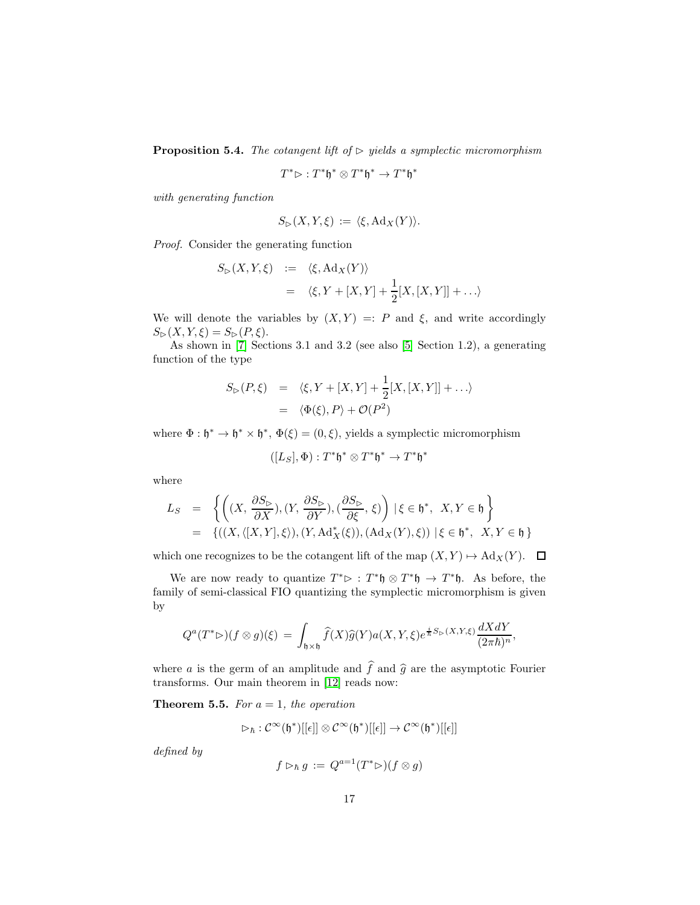**Proposition 5.4.** *The cotangent lift of $\triangleright$ yields a symplectic micromorphism*

$$T^*\triangleright : T^*\mathfrak{h}^* \otimes T^*\mathfrak{h}^* \to T^*\mathfrak{h}^*$$

*with generating function*

$$S_\triangleright(X, Y, \xi) := \langle \xi, \mathrm{Ad}_X(Y) \rangle.$$

*Proof.* Consider the generating function

$$\begin{aligned} S_\triangleright(X, Y, \xi) &:= \langle \xi, \mathrm{Ad}_X(Y) \rangle \\ &= \langle \xi, Y + [X, Y] + \frac{1}{2}[X, [X, Y]] + \ldots \rangle \end{aligned}$$

We will denote the variables by $(X, Y) =: P$ and $\xi$, and write accordingly $S_\triangleright(X, Y, \xi) = S_\triangleright(P, \xi)$.

As shown in [7] Sections 3.1 and 3.2 (see also [5] Section 1.2), a generating function of the type

$$\begin{aligned} S_\triangleright(P, \xi) &= \langle \xi, Y + [X, Y] + \frac{1}{2}[X, [X, Y]] + \ldots \rangle \\ &= \langle \Phi(\xi), P \rangle + \mathcal{O}(P^2) \end{aligned}$$

where $\Phi : \mathfrak{h}^* \to \mathfrak{h}^* \times \mathfrak{h}^*$, $\Phi(\xi) = (0, \xi)$, yields a symplectic micromorphism

$$([L_S], \Phi) : T^*\mathfrak{h}^* \otimes T^*\mathfrak{h}^* \to T^*\mathfrak{h}^*$$

where

$$\begin{aligned} L_S &= \left\{ \left( (X, \frac{\partial S_\triangleright}{\partial X}), (Y, \frac{\partial S_\triangleright}{\partial Y}), (\frac{\partial S_\triangleright}{\partial \xi}, \xi) \right) \mid \xi \in \mathfrak{h}^*,\ X, Y \in \mathfrak{h} \right\} \\ &= \{ ((X, \langle [X, Y], \xi \rangle), (Y, \mathrm{Ad}^*_X(\xi)), (\mathrm{Ad}_X(Y), \xi)) \mid \xi \in \mathfrak{h}^*,\ X, Y \in \mathfrak{h} \} \end{aligned}$$

which one recognizes to be the cotangent lift of the map $(X, Y) \mapsto \mathrm{Ad}_X(Y)$. $\square$

We are now ready to quantize $T^*\triangleright : T^*\mathfrak{h} \otimes T^*\mathfrak{h} \to T^*\mathfrak{h}$. As before, the family of semi-classical FIO quantizing the symplectic micromorphism is given by

$$Q^a(T^*\triangleright)(f \otimes g)(\xi) = \int_{\mathfrak{h} \times \mathfrak{h}} \widehat{f}(X) \widehat{g}(Y) a(X, Y, \xi) e^{\frac{i}{\hbar} S_\triangleright(X, Y, \xi)} \frac{dX dY}{(2\pi\hbar)^n},$$

where $a$ is the germ of an amplitude and $\widehat{f}$ and $\widehat{g}$ are the asymptotic Fourier transforms. Our main theorem in [12] reads now:

**Theorem 5.5.** *For $a = 1$, the operation*

$$\triangleright_\hbar : \mathcal{C}^\infty(\mathfrak{h}^*)[[\epsilon]] \otimes \mathcal{C}^\infty(\mathfrak{h}^*)[[\epsilon]] \to \mathcal{C}^\infty(\mathfrak{h}^*)[[\epsilon]]$$

*defined by*

$$f \triangleright_\hbar g := Q^{a=1}(T^*\triangleright)(f \otimes g)$$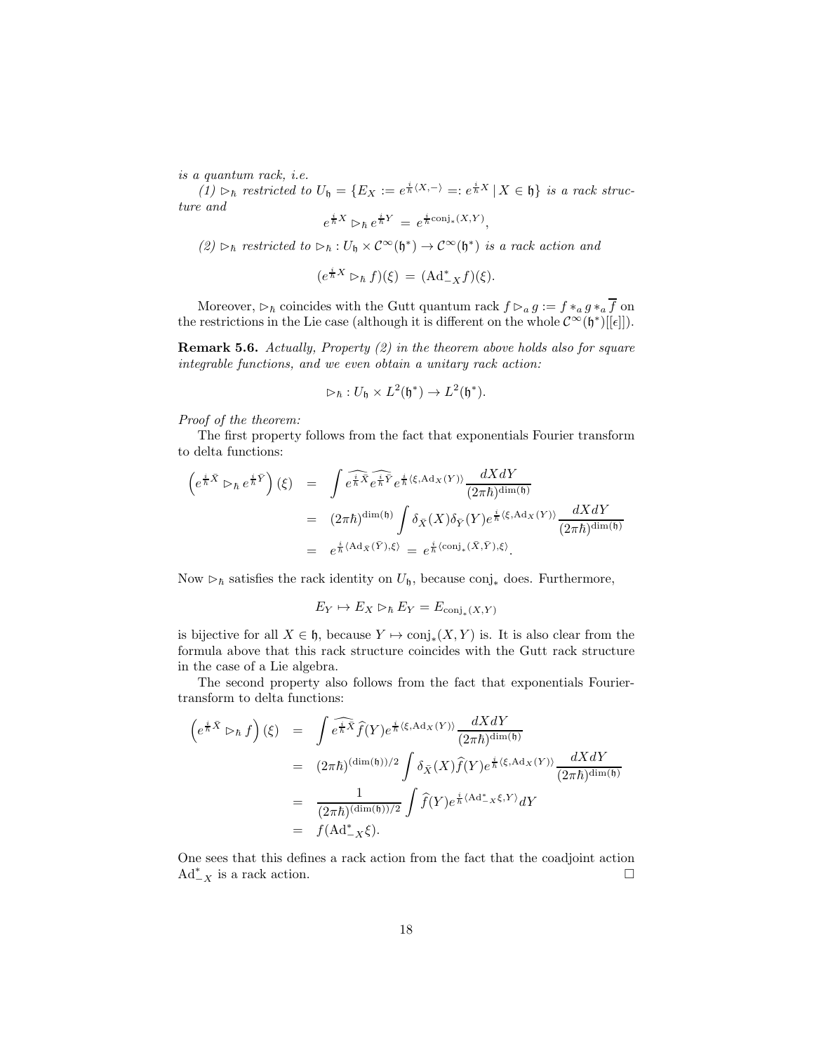*is a quantum rack, i.e.*

*(1) $\rhd_\hbar$ restricted to $U_{\mathfrak{h}} = \{E_X := e^{\frac{i}{\hbar}\langle X, - \rangle} =: e^{\frac{i}{\hbar}X} \,|\, X \in \mathfrak{h}\}$ is a rack structure and*

$$e^{\frac{i}{\hbar}X} \rhd_\hbar e^{\frac{i}{\hbar}Y} \;=\; e^{\frac{i}{\hbar}\mathrm{conj}_*(X,Y)},$$

*(2) $\rhd_\hbar$ restricted to $\rhd_\hbar : U_{\mathfrak{h}} \times \mathcal{C}^\infty(\mathfrak{h}^*) \to \mathcal{C}^\infty(\mathfrak{h}^*)$ is a rack action and*

$$(e^{\frac{i}{\hbar}X} \rhd_\hbar f)(\xi) \;=\; (\mathrm{Ad}^*_{-X} f)(\xi).$$

Moreover, $\rhd_\hbar$ coincides with the Gutt quantum rack $f \rhd_a g := f *_a g *_a \overline{f}$ on the restrictions in the Lie case (although it is different on the whole $\mathcal{C}^\infty(\mathfrak{h}^*)[[\epsilon]]$).

**Remark 5.6.** *Actually, Property (2) in the theorem above holds also for square integrable functions, and we even obtain a unitary rack action:*

$$\rhd_\hbar : U_{\mathfrak{h}} \times L^2(\mathfrak{h}^*) \to L^2(\mathfrak{h}^*).$$

*Proof of the theorem:*

The first property follows from the fact that exponentials Fourier transform to delta functions:

$$\begin{aligned}
\left(e^{\frac{i}{\hbar}\bar{X}} \rhd_\hbar e^{\frac{i}{\hbar}\bar{Y}}\right)(\xi) &= \int \widehat{e^{\frac{i}{\hbar}\bar{X}}}\,\widehat{e^{\frac{i}{\hbar}\bar{Y}}}\, e^{\frac{i}{\hbar}\langle \xi, \mathrm{Ad}_X(Y)\rangle} \frac{dX dY}{(2\pi\hbar)^{\dim(\mathfrak{h})}} \\
&= (2\pi\hbar)^{\dim(\mathfrak{h})} \int \delta_{\bar{X}}(X)\delta_{\bar{Y}}(Y) e^{\frac{i}{\hbar}\langle \xi, \mathrm{Ad}_X(Y)\rangle} \frac{dX dY}{(2\pi\hbar)^{\dim(\mathfrak{h})}} \\
&= e^{\frac{i}{\hbar}\langle \mathrm{Ad}_{\bar{X}}(\bar{Y}), \xi\rangle} \;=\; e^{\frac{i}{\hbar}\langle \mathrm{conj}_*(\bar{X},\bar{Y}), \xi\rangle}.
\end{aligned}$$

Now $\rhd_\hbar$ satisfies the rack identity on $U_{\mathfrak{h}}$, because $\mathrm{conj}_*$ does. Furthermore,

$$E_Y \mapsto E_X \rhd_\hbar E_Y = E_{\mathrm{conj}_*(X,Y)}$$

is bijective for all $X \in \mathfrak{h}$, because $Y \mapsto \mathrm{conj}_*(X,Y)$ is. It is also clear from the formula above that this rack structure coincides with the Gutt rack structure in the case of a Lie algebra.

The second property also follows from the fact that exponentials Fourier-transform to delta functions:

$$\begin{aligned}
\left(e^{\frac{i}{\hbar}\bar{X}} \rhd_\hbar f\right)(\xi) &= \int \widehat{e^{\frac{i}{\hbar}\bar{X}}}\,\widehat{f}(Y) e^{\frac{i}{\hbar}\langle \xi, \mathrm{Ad}_X(Y)\rangle} \frac{dX dY}{(2\pi\hbar)^{\dim(\mathfrak{h})}} \\
&= (2\pi\hbar)^{(\dim(\mathfrak{h}))/2} \int \delta_{\bar{X}}(X)\widehat{f}(Y) e^{\frac{i}{\hbar}\langle \xi, \mathrm{Ad}_X(Y)\rangle} \frac{dX dY}{(2\pi\hbar)^{\dim(\mathfrak{h})}} \\
&= \frac{1}{(2\pi\hbar)^{(\dim(\mathfrak{h}))/2}} \int \widehat{f}(Y) e^{\frac{i}{\hbar}\langle \mathrm{Ad}^*_{-X}\xi, Y\rangle} dY \\
&= f(\mathrm{Ad}^*_{-X}\xi).
\end{aligned}$$

One sees that this defines a rack action from the fact that the coadjoint action $\mathrm{Ad}^*_{-X}$ is a rack action. $\square$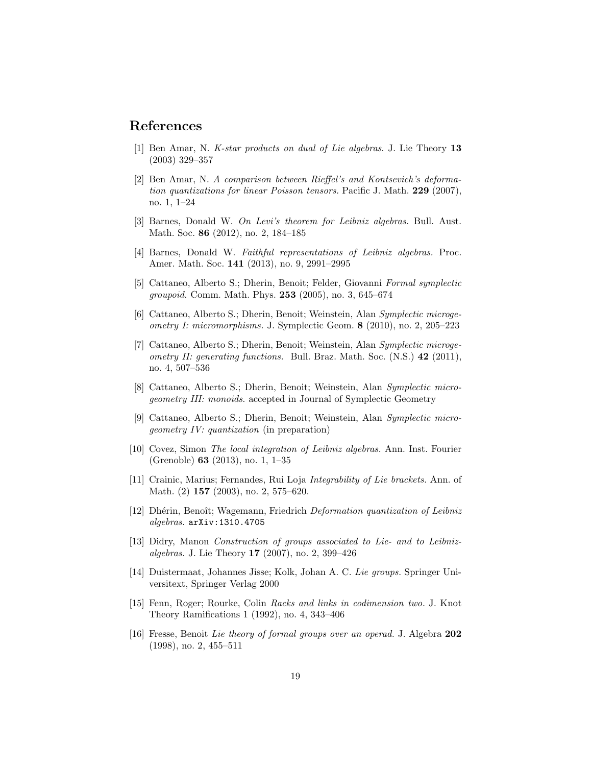## References

[1] Ben Amar, N. *K-star products on dual of Lie algebras*. J. Lie Theory **13** (2003) 329–357

[2] Ben Amar, N. *A comparison between Rieffel's and Kontsevich's deformation quantizations for linear Poisson tensors.* Pacific J. Math. **229** (2007), no. 1, 1–24

[3] Barnes, Donald W. *On Levi's theorem for Leibniz algebras.* Bull. Aust. Math. Soc. **86** (2012), no. 2, 184–185

[4] Barnes, Donald W. *Faithful representations of Leibniz algebras.* Proc. Amer. Math. Soc. **141** (2013), no. 9, 2991–2995

[5] Cattaneo, Alberto S.; Dherin, Benoit; Felder, Giovanni *Formal symplectic groupoid.* Comm. Math. Phys. **253** (2005), no. 3, 645–674

[6] Cattaneo, Alberto S.; Dherin, Benoit; Weinstein, Alan *Symplectic microgeometry I: micromorphisms.* J. Symplectic Geom. **8** (2010), no. 2, 205–223

[7] Cattaneo, Alberto S.; Dherin, Benoit; Weinstein, Alan *Symplectic microgeometry II: generating functions.* Bull. Braz. Math. Soc. (N.S.) **42** (2011), no. 4, 507–536

[8] Cattaneo, Alberto S.; Dherin, Benoit; Weinstein, Alan *Symplectic microgeometry III: monoids.* accepted in Journal of Symplectic Geometry

[9] Cattaneo, Alberto S.; Dherin, Benoit; Weinstein, Alan *Symplectic microgeometry IV: quantization* (in preparation)

[10] Covez, Simon *The local integration of Leibniz algebras.* Ann. Inst. Fourier (Grenoble) **63** (2013), no. 1, 1–35

[11] Crainic, Marius; Fernandes, Rui Loja *Integrability of Lie brackets.* Ann. of Math. (2) **157** (2003), no. 2, 575–620.

[12] Dhérin, Benoît; Wagemann, Friedrich *Deformation quantization of Leibniz algebras.* `arXiv:1310.4705`

[13] Didry, Manon *Construction of groups associated to Lie- and to Leibniz-algebras.* J. Lie Theory **17** (2007), no. 2, 399–426

[14] Duistermaat, Johannes Jisse; Kolk, Johan A. C. *Lie groups.* Springer Universitext, Springer Verlag 2000

[15] Fenn, Roger; Rourke, Colin *Racks and links in codimension two.* J. Knot Theory Ramifications 1 (1992), no. 4, 343–406

[16] Fresse, Benoit *Lie theory of formal groups over an operad.* J. Algebra **202** (1998), no. 2, 455–511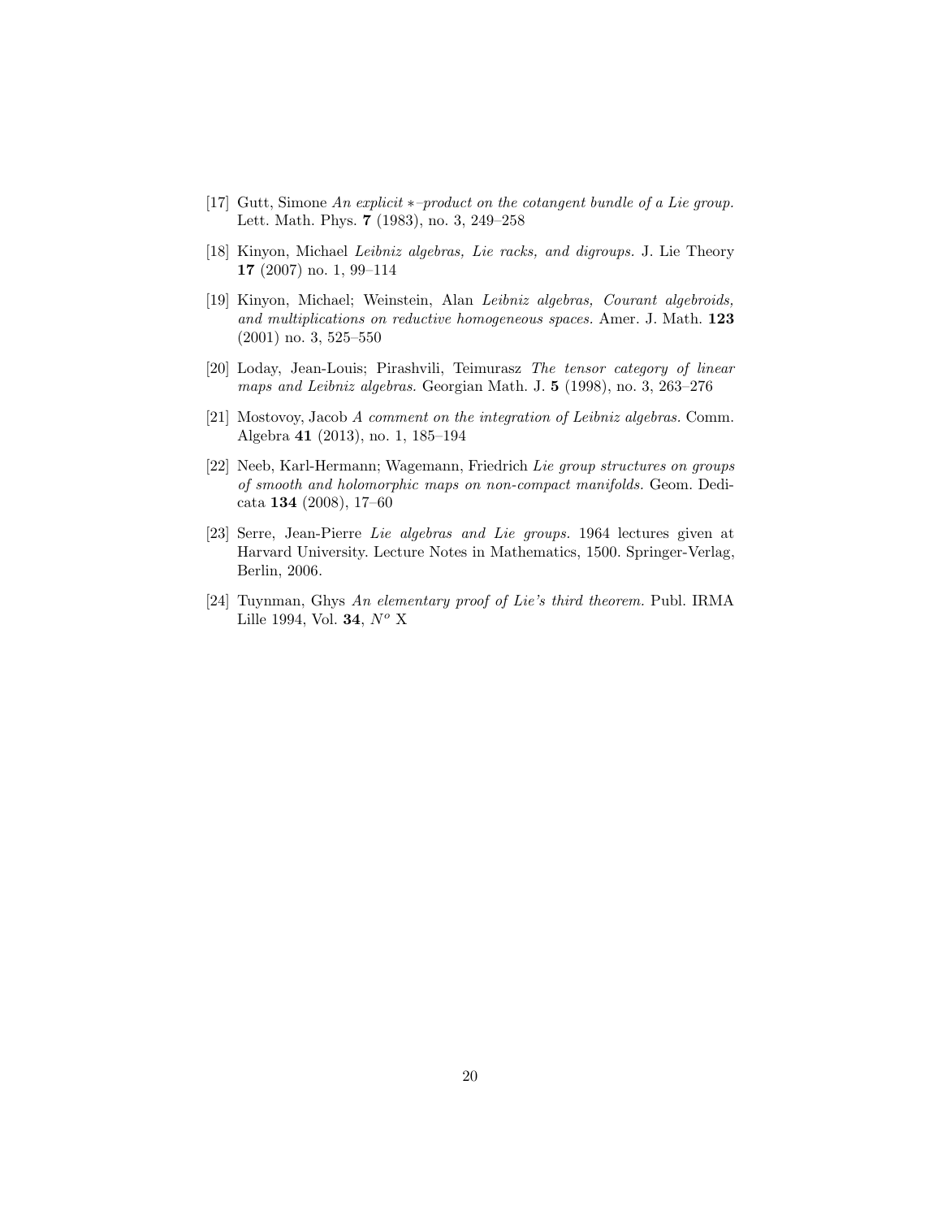[17] Gutt, Simone *An explicit $*$–product on the cotangent bundle of a Lie group.* Lett. Math. Phys. **7** (1983), no. 3, 249–258

[18] Kinyon, Michael *Leibniz algebras, Lie racks, and digroups.* J. Lie Theory **17** (2007) no. 1, 99–114

[19] Kinyon, Michael; Weinstein, Alan *Leibniz algebras, Courant algebroids, and multiplications on reductive homogeneous spaces.* Amer. J. Math. **123** (2001) no. 3, 525–550

[20] Loday, Jean-Louis; Pirashvili, Teimurasz *The tensor category of linear maps and Leibniz algebras.* Georgian Math. J. **5** (1998), no. 3, 263–276

[21] Mostovoy, Jacob *A comment on the integration of Leibniz algebras.* Comm. Algebra **41** (2013), no. 1, 185–194

[22] Neeb, Karl-Hermann; Wagemann, Friedrich *Lie group structures on groups of smooth and holomorphic maps on non-compact manifolds.* Geom. Dedicata **134** (2008), 17–60

[23] Serre, Jean-Pierre *Lie algebras and Lie groups.* 1964 lectures given at Harvard University. Lecture Notes in Mathematics, 1500. Springer-Verlag, Berlin, 2006.

[24] Tuynman, Ghys *An elementary proof of Lie's third theorem.* Publ. IRMA Lille 1994, Vol. **34**, $N^o$ X